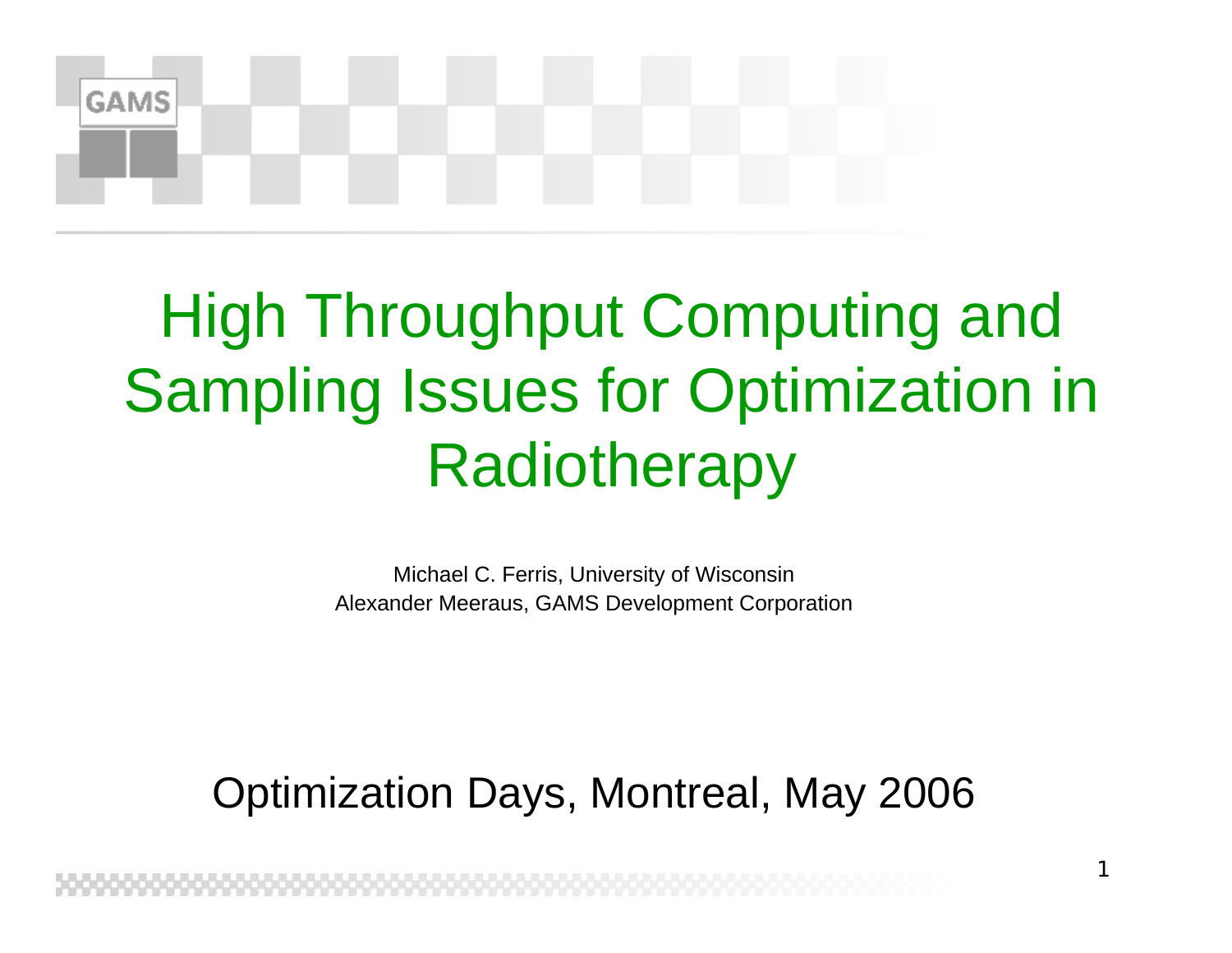# High Throughput Computing and Sampling Issues for Optimization in Radiotherapy

Michael C. Ferris, University of Wisconsin
Alexander Meeraus, GAMS Development Corporation

Optimization Days, Montreal, May 2006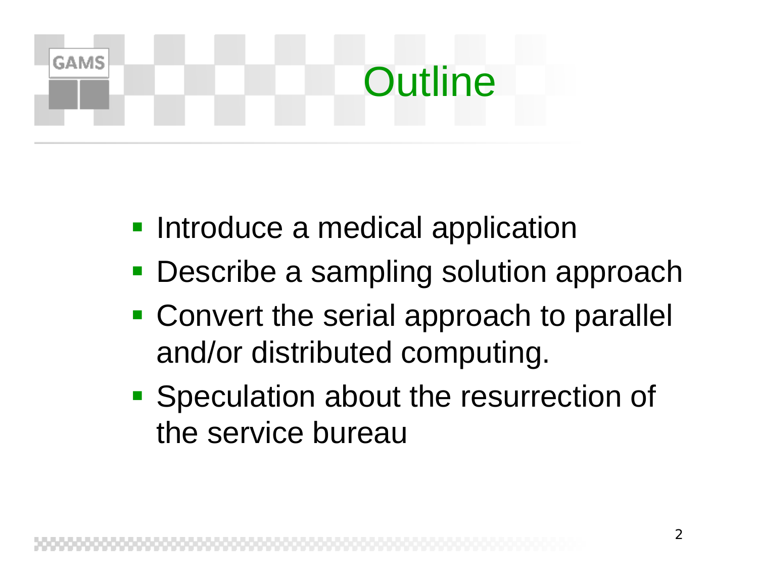# Outline

- Introduce a medical application
- Describe a sampling solution approach
- Convert the serial approach to parallel and/or distributed computing.
- Speculation about the resurrection of the service bureau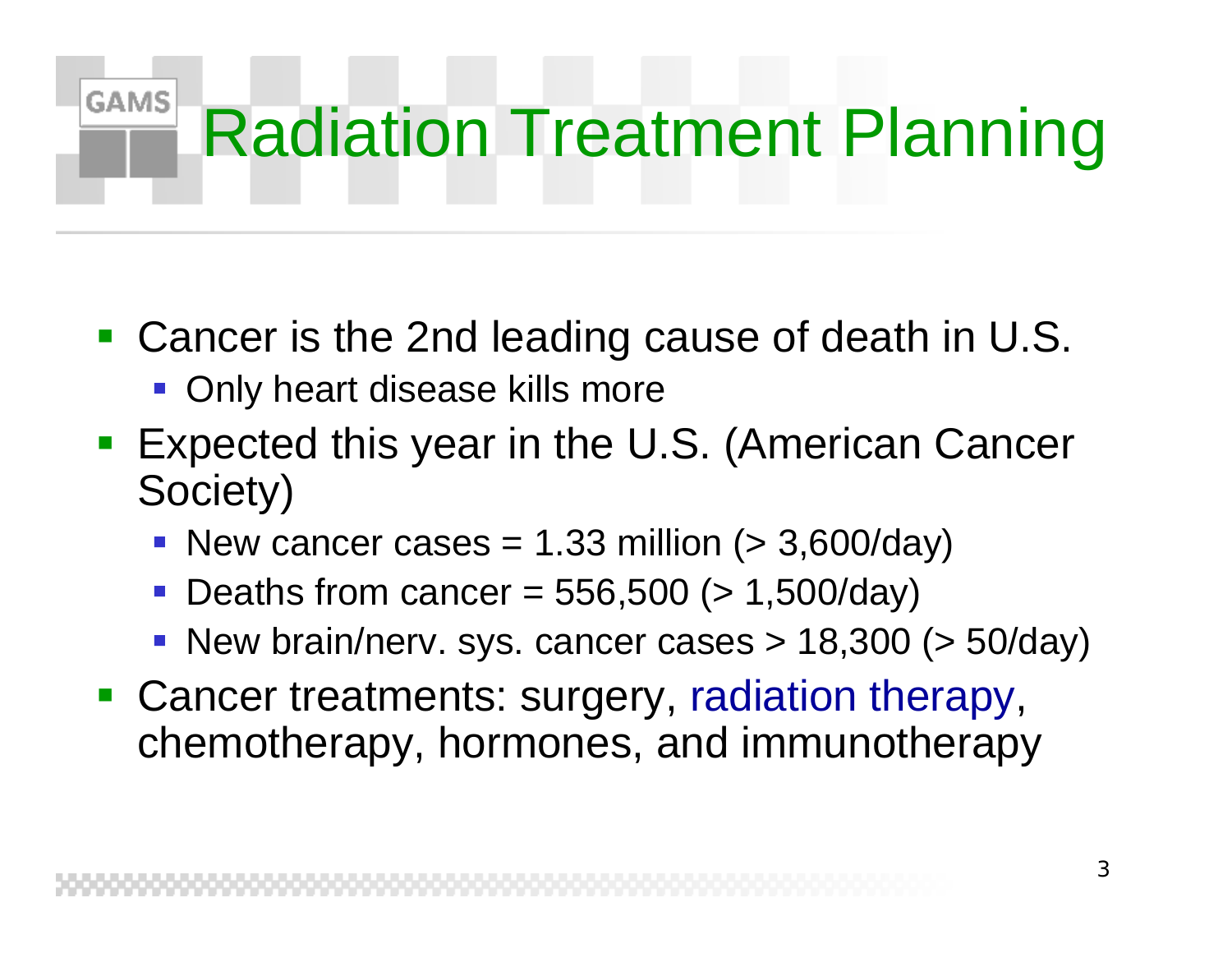# Radiation Treatment Planning

- Cancer is the 2nd leading cause of death in U.S.
  - Only heart disease kills more
- Expected this year in the U.S. (American Cancer Society)
  - New cancer cases = 1.33 million (> 3,600/day)
  - Deaths from cancer = 556,500 (> 1,500/day)
  - New brain/nerv. sys. cancer cases > 18,300 (> 50/day)
- Cancer treatments: surgery, radiation therapy, chemotherapy, hormones, and immunotherapy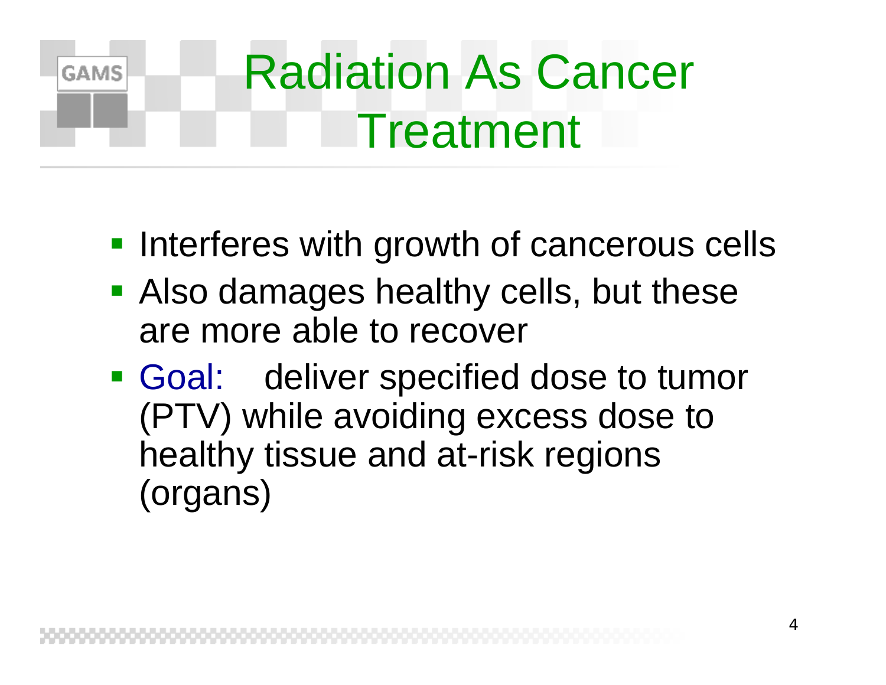# Radiation As Cancer Treatment

- Interferes with growth of cancerous cells
- Also damages healthy cells, but these are more able to recover
- Goal: deliver specified dose to tumor (PTV) while avoiding excess dose to healthy tissue and at-risk regions (organs)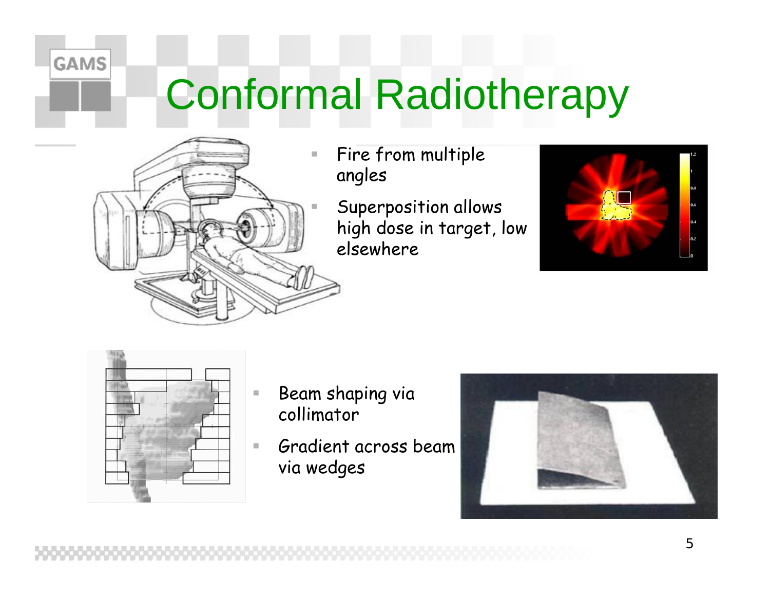# Conformal Radiotherapy

- Fire from multiple angles
- Superposition allows high dose in target, low elsewhere

- Beam shaping via collimator
- Gradient across beam via wedges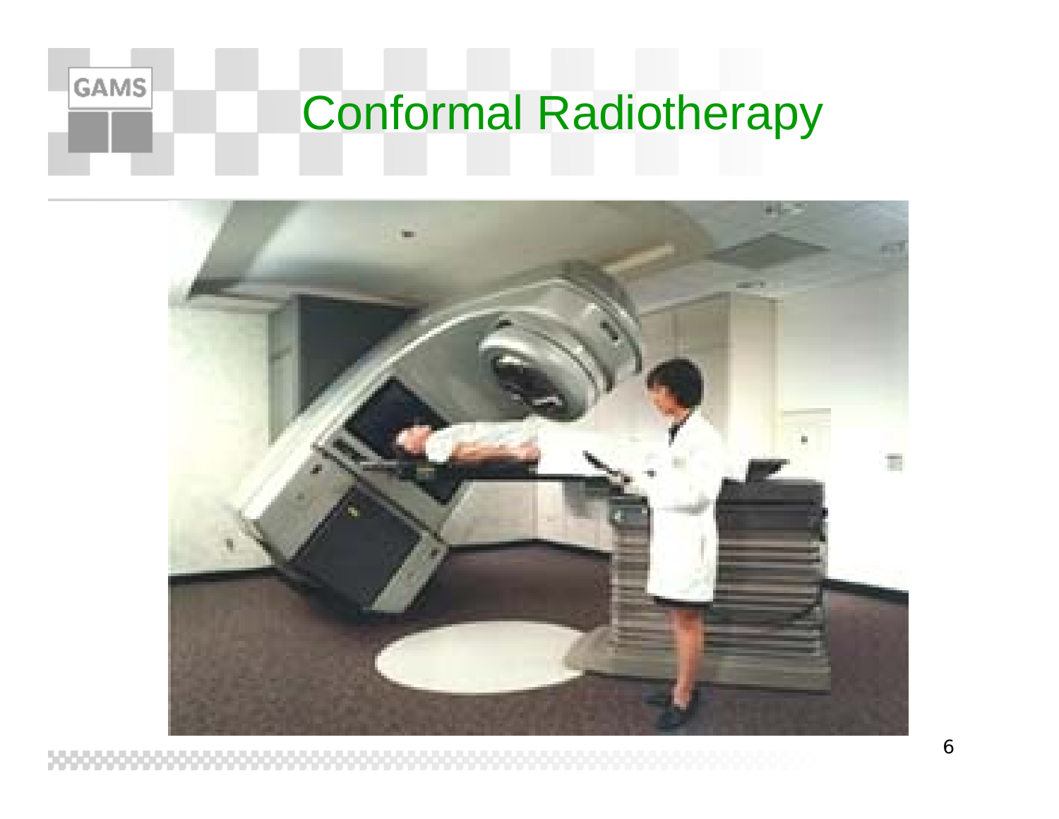# Conformal Radiotherapy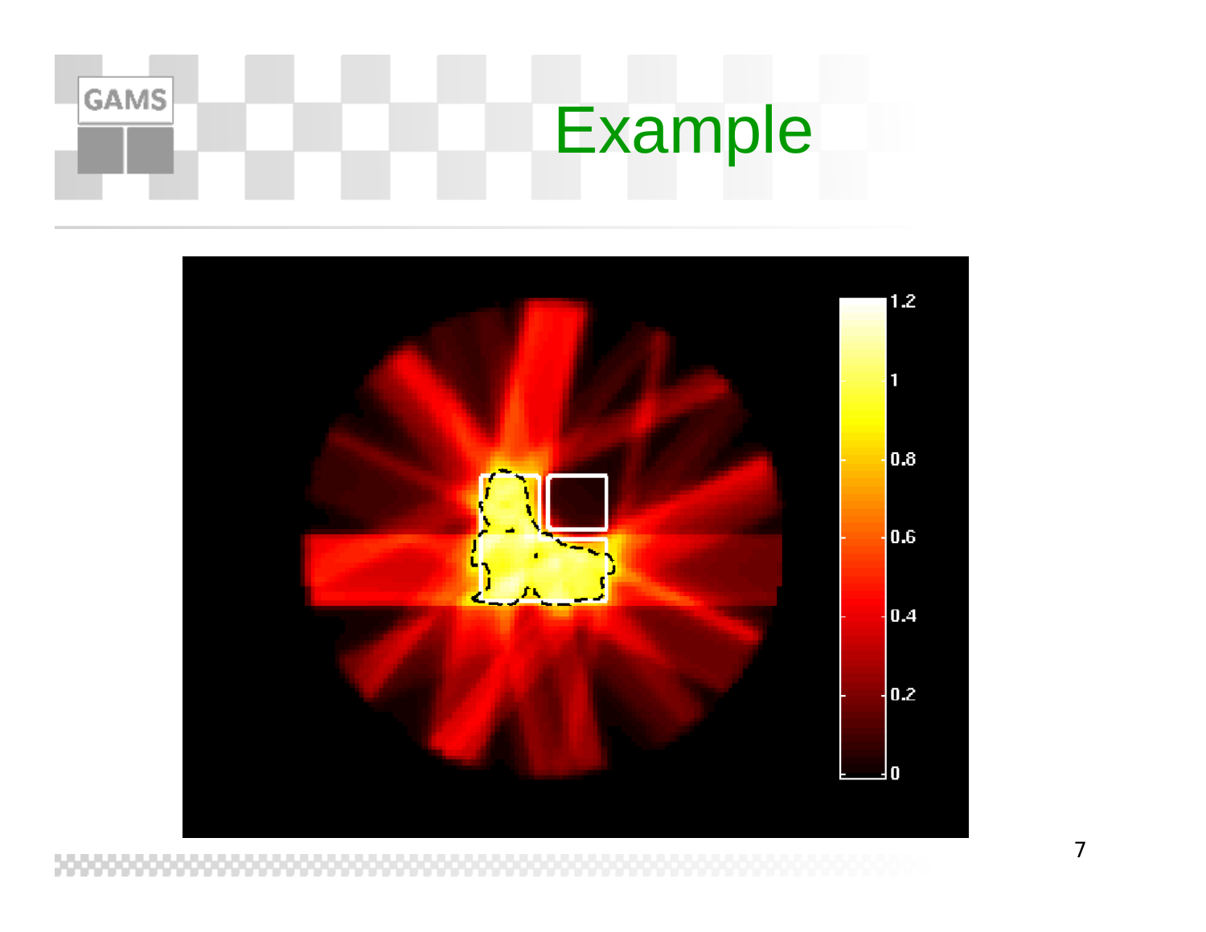# Example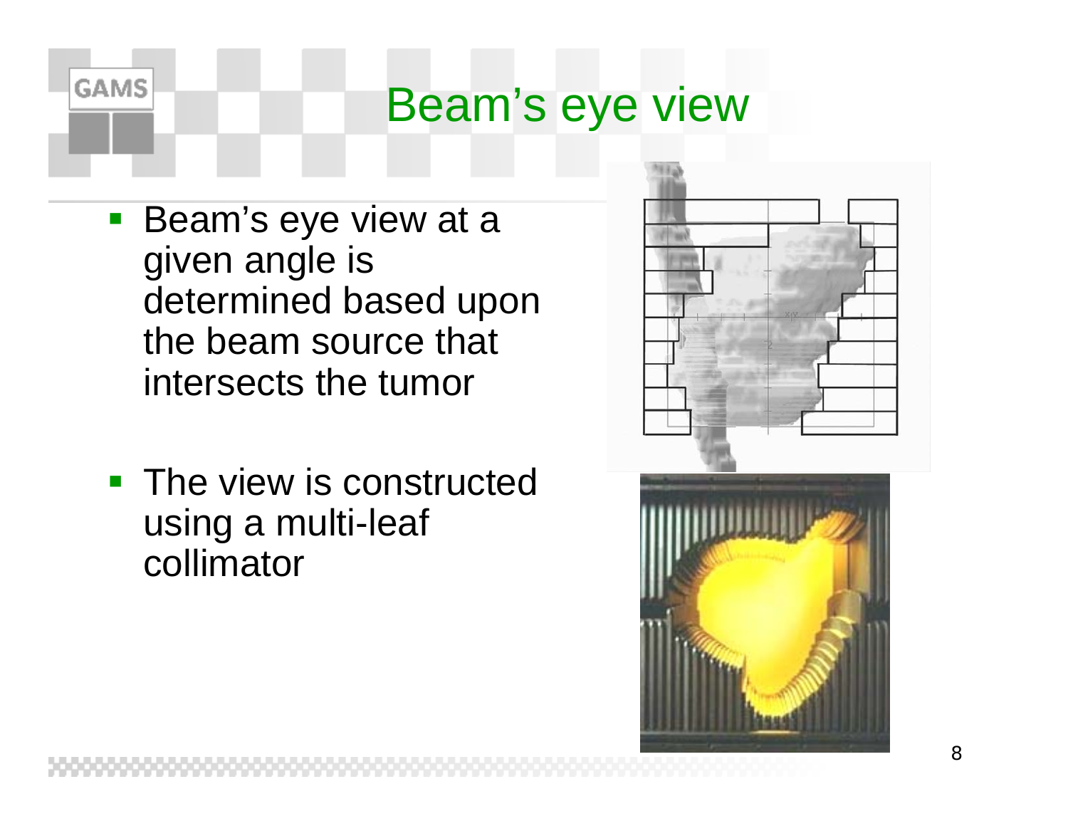# Beam's eye view

- Beam's eye view at a given angle is determined based upon the beam source that intersects the tumor
- The view is constructed using a multi-leaf collimator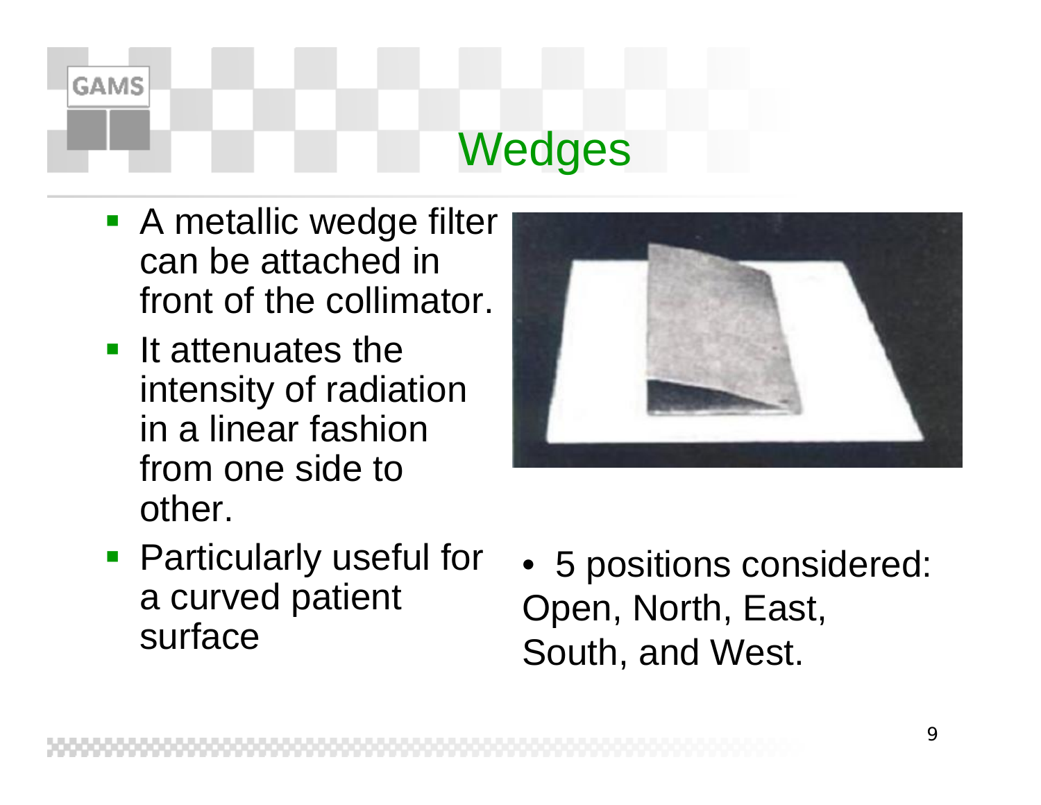# Wedges

- A metallic wedge filter can be attached in front of the collimator.
- It attenuates the intensity of radiation in a linear fashion from one side to other.
- Particularly useful for a curved patient surface

- 5 positions considered: Open, North, East, South, and West.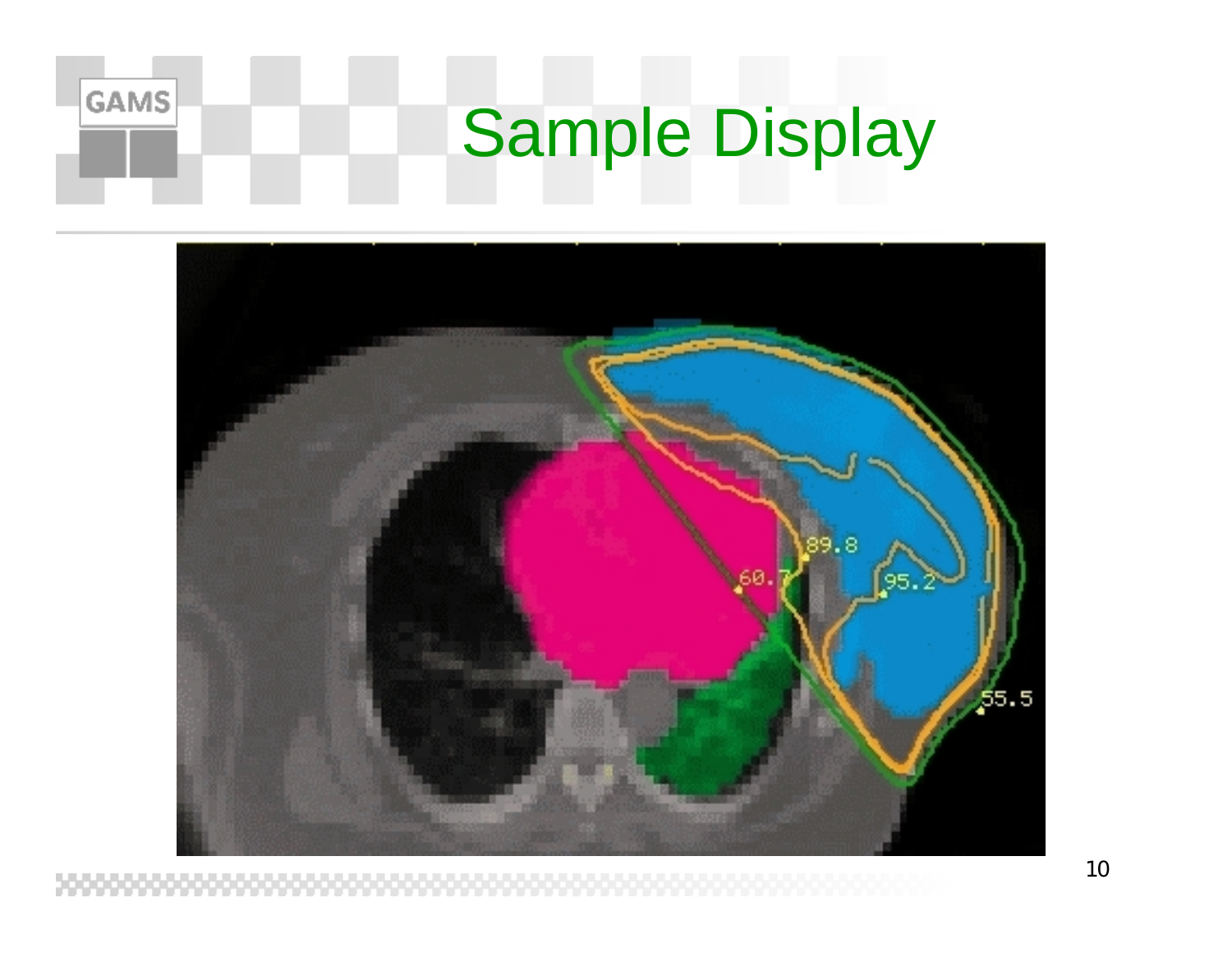# Sample Display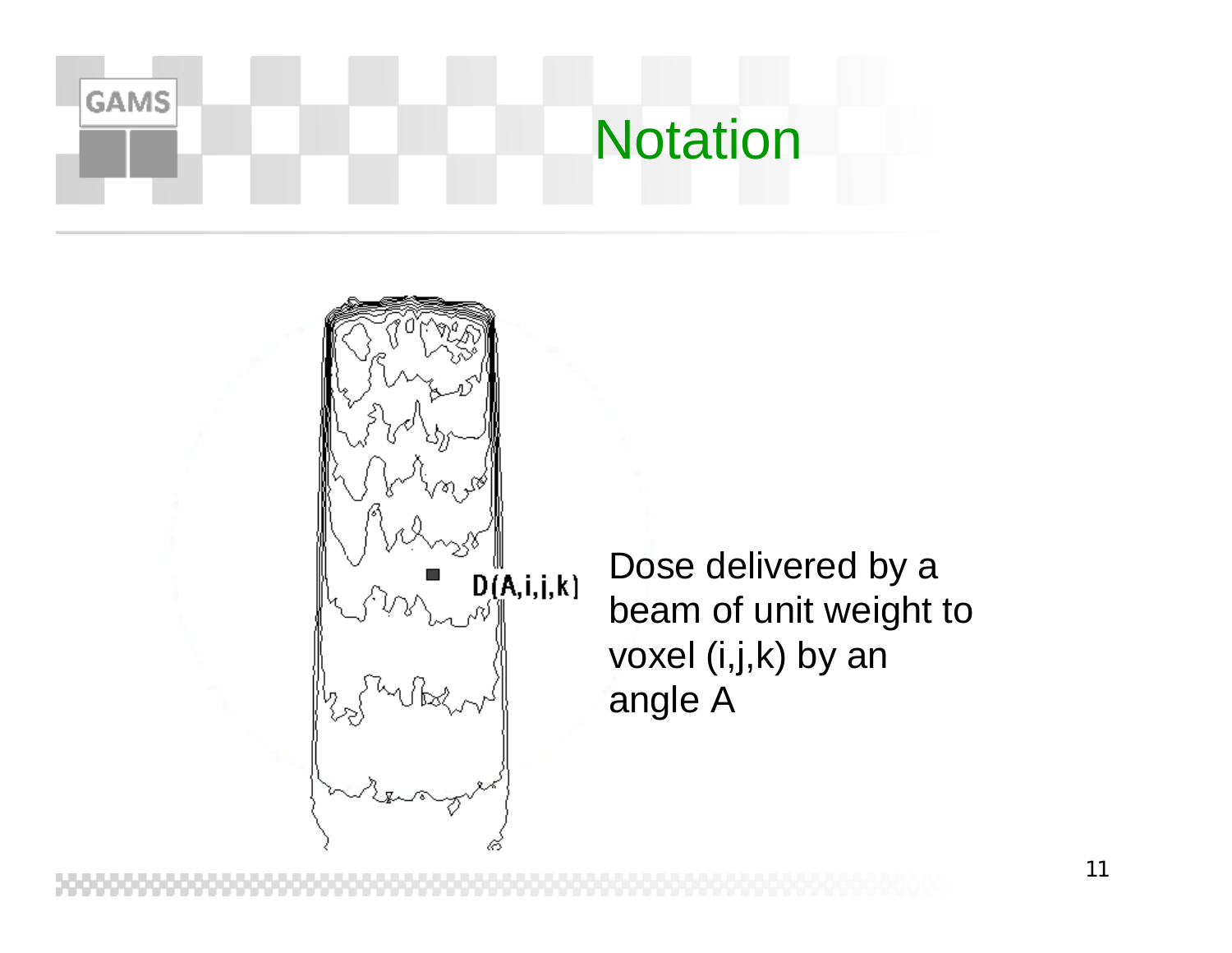# Notation

D(A,i,j,k)

Dose delivered by a beam of unit weight to voxel (i,j,k) by an angle A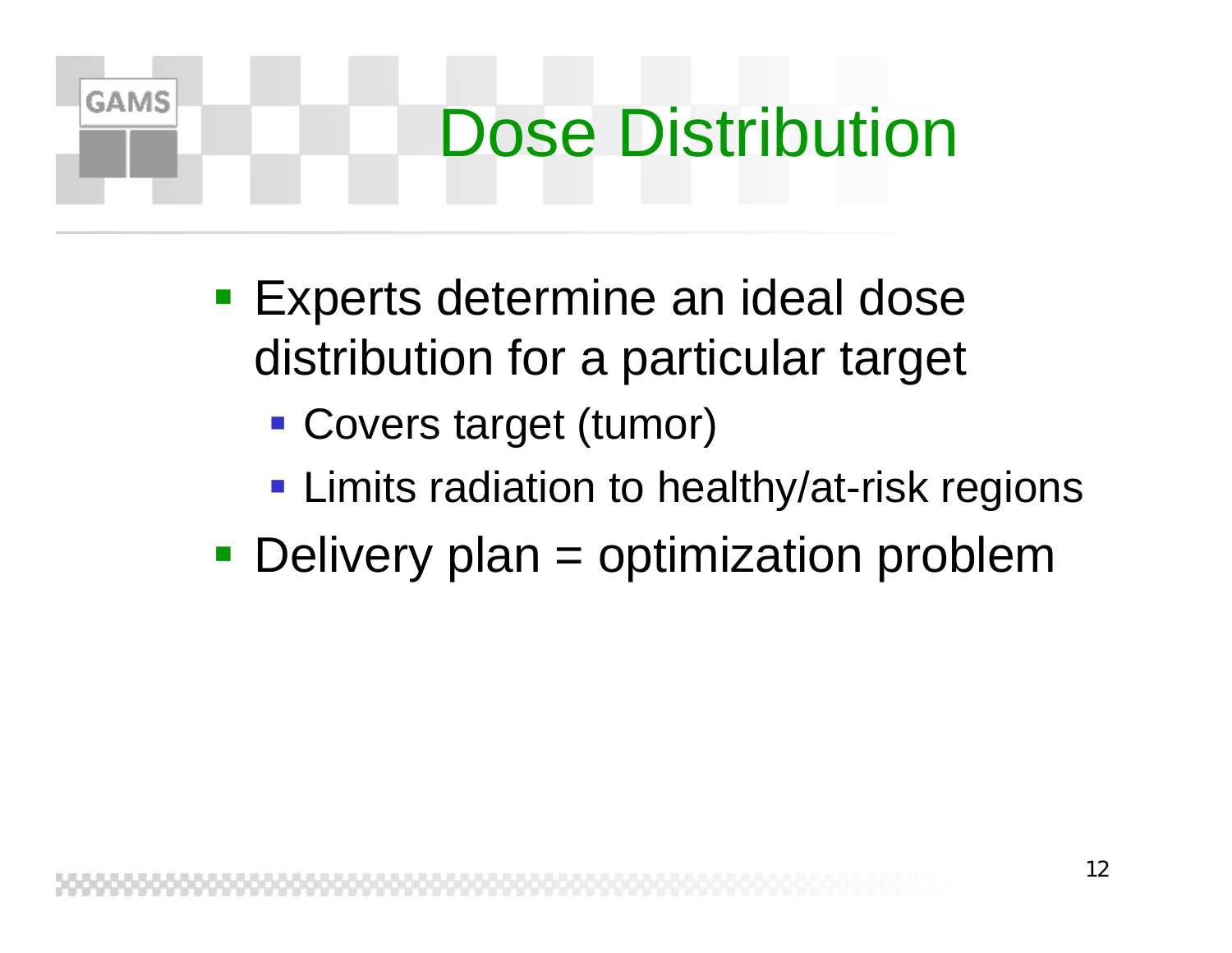# Dose Distribution

- Experts determine an ideal dose distribution for a particular target
  - Covers target (tumor)
  - Limits radiation to healthy/at-risk regions
- Delivery plan = optimization problem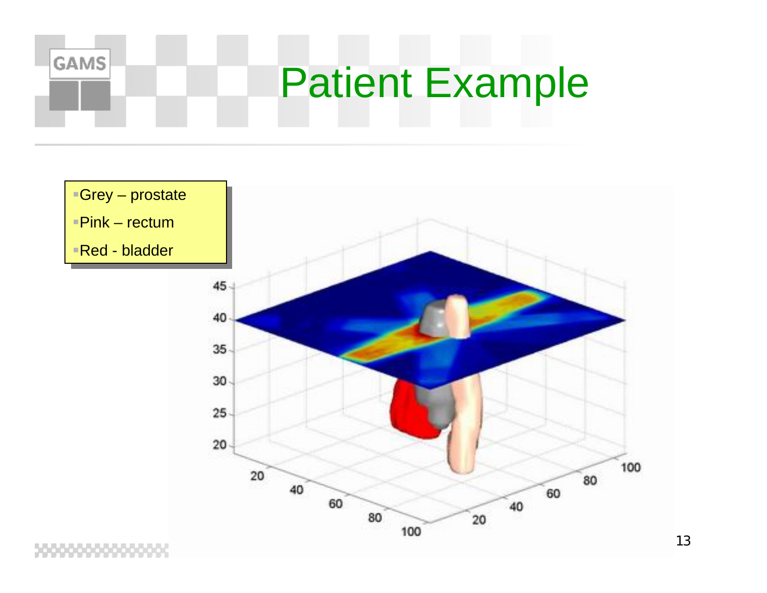# Patient Example

- Grey – prostate
- Pink – rectum
- Red - bladder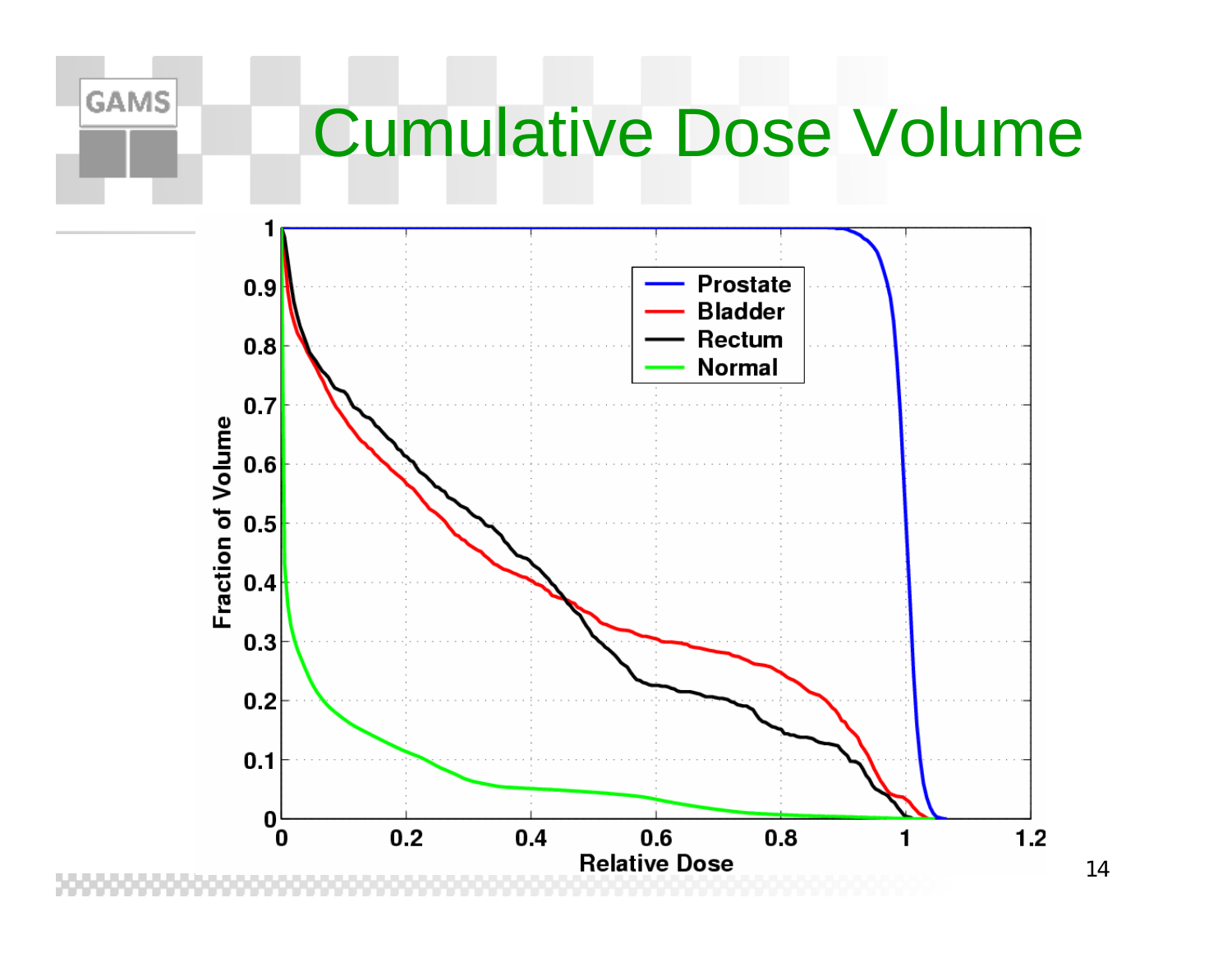# Cumulative Dose Volume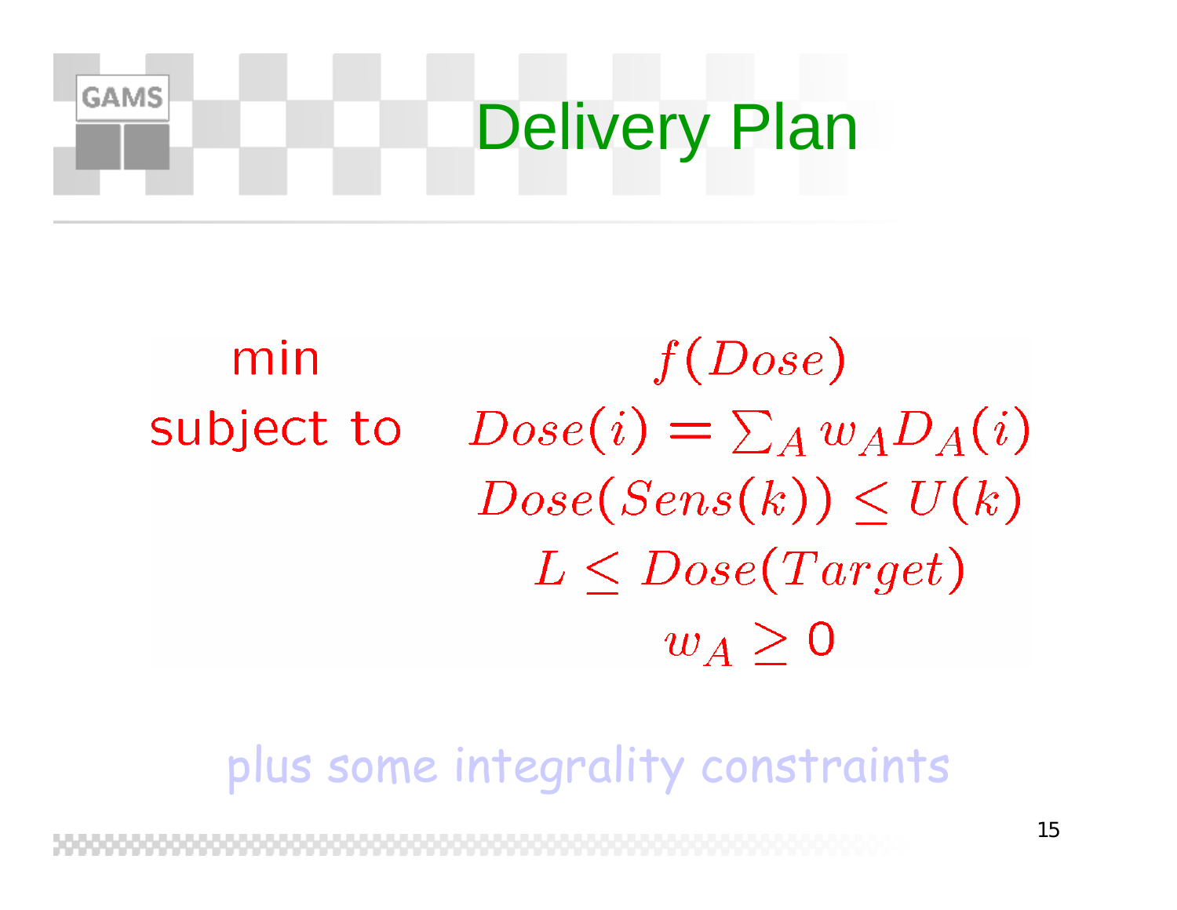# Delivery Plan

$$
\begin{array}{ll}
\text{min} & f(Dose) \\
\text{subject to} & Dose(i) = \sum_A w_A D_A(i) \\
& Dose(Sens(k)) \leq U(k) \\
& L \leq Dose(Target) \\
& w_A \geq 0
\end{array}
$$

plus some integrality constraints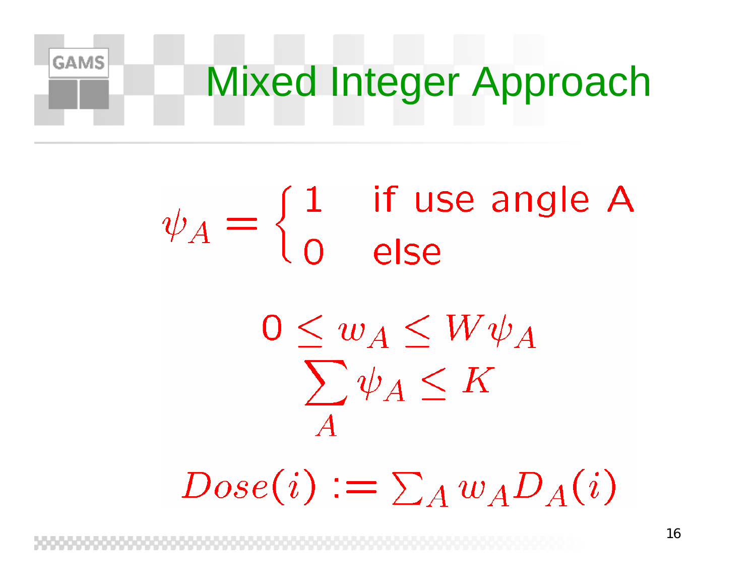# Mixed Integer Approach

$$\psi_A = \begin{cases} 1 & \text{if use angle A} \\ 0 & \text{else} \end{cases}$$

$$0 \leq w_A \leq W\psi_A$$

$$\sum_A \psi_A \leq K$$

$$Dose(i) := \sum_A w_A D_A(i)$$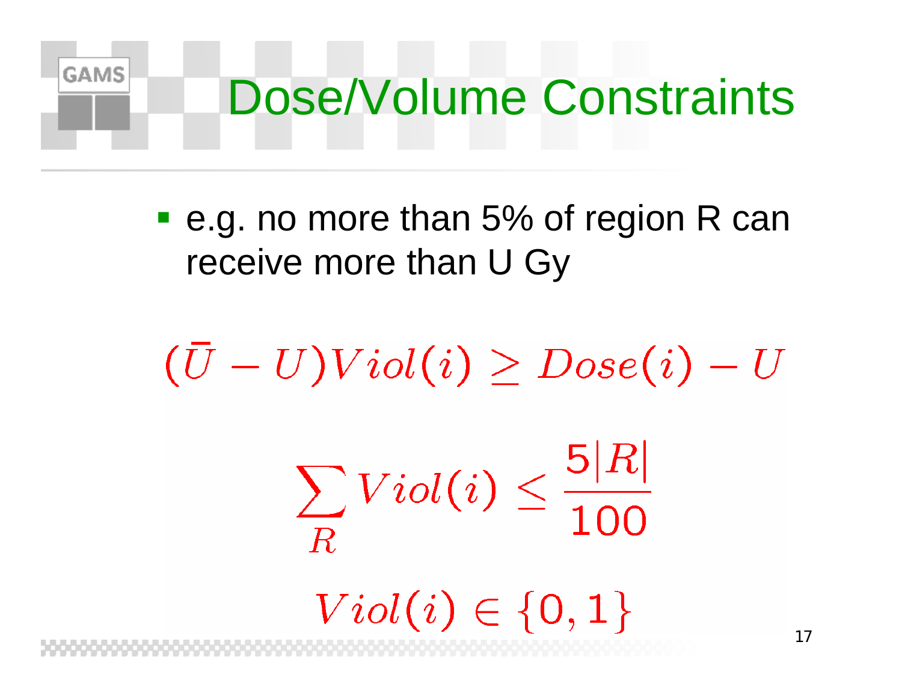# Dose/Volume Constraints

- e.g. no more than 5% of region R can receive more than U Gy

$$(\bar{U} - U) Viol(i) \geq Dose(i) - U$$

$$\sum_{R} Viol(i) \leq \frac{5|R|}{100}$$

$$Viol(i) \in \{0, 1\}$$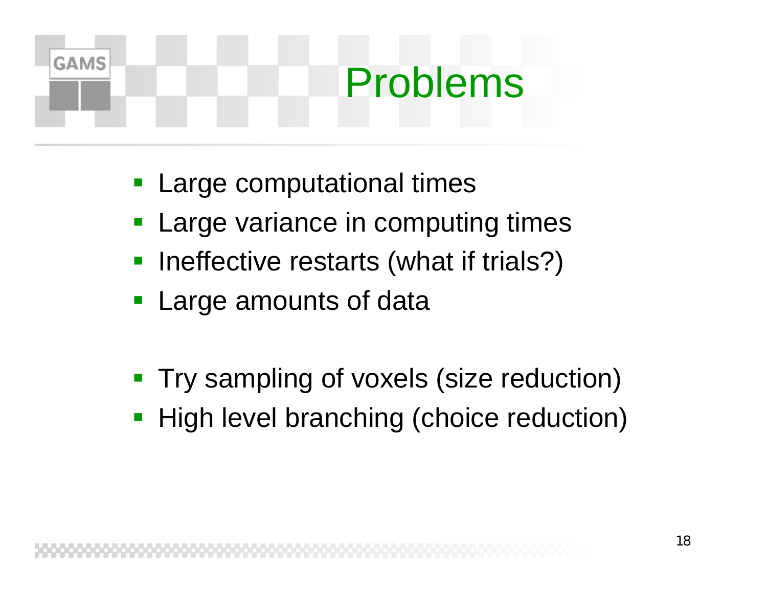# Problems

- Large computational times
- Large variance in computing times
- Ineffective restarts (what if trials?)
- Large amounts of data

- Try sampling of voxels (size reduction)
- High level branching (choice reduction)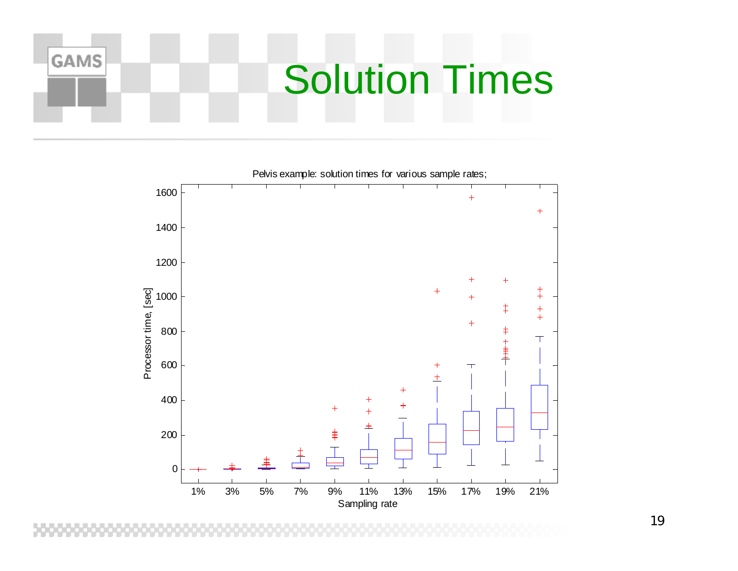# Solution Times

Pelvis example: solution times for various sample rates;

Processor time, [sec]

Sampling rate

1% 3% 5% 7% 9% 11% 13% 15% 17% 19% 21%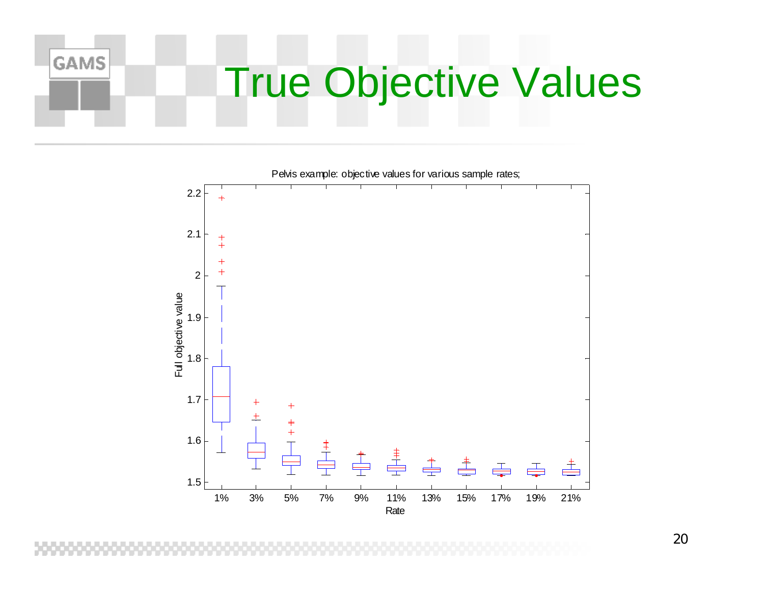# True Objective Values

Pelvis example: objective values for various sample rates;

Full objective value

Rate

1% 3% 5% 7% 9% 11% 13% 15% 17% 19% 21%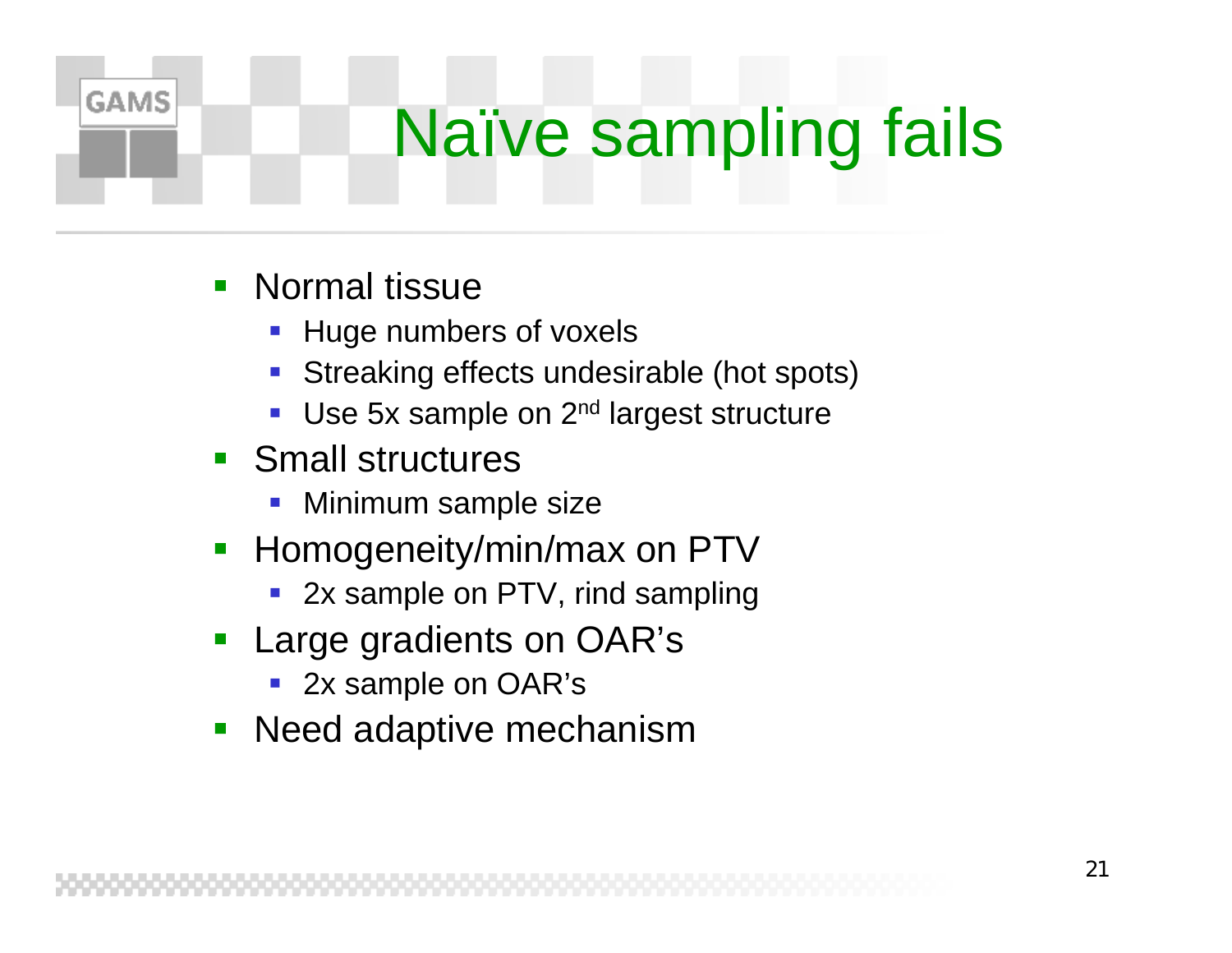# Naïve sampling fails

- Normal tissue
  - Huge numbers of voxels
  - Streaking effects undesirable (hot spots)
  - Use 5x sample on 2nd largest structure
- Small structures
  - Minimum sample size
- Homogeneity/min/max on PTV
  - 2x sample on PTV, rind sampling
- Large gradients on OAR's
  - 2x sample on OAR's
- Need adaptive mechanism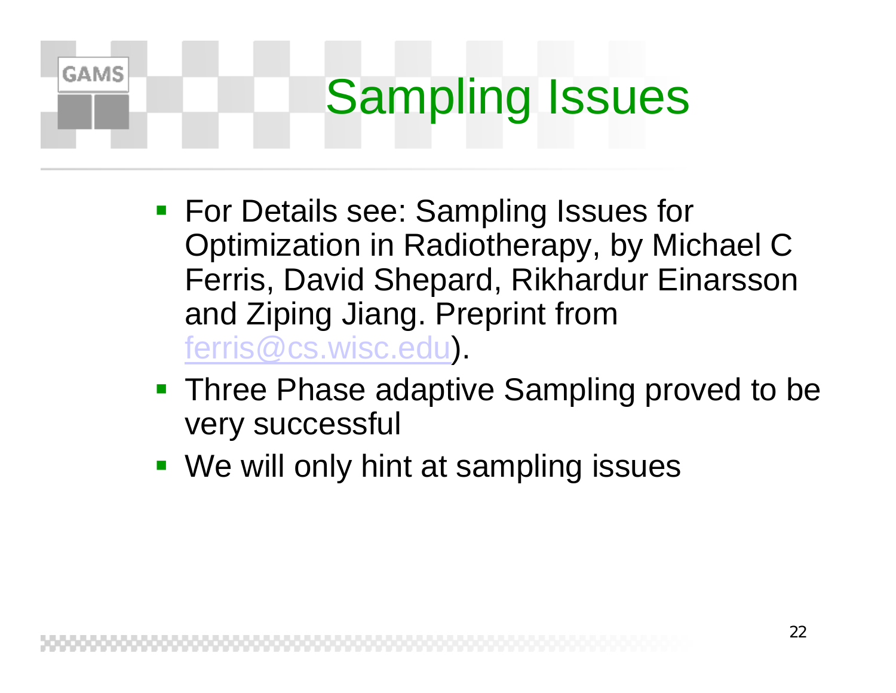# Sampling Issues

- For Details see: Sampling Issues for Optimization in Radiotherapy, by Michael C Ferris, David Shepard, Rikhardur Einarsson and Ziping Jiang. Preprint from ferris@cs.wisc.edu).
- Three Phase adaptive Sampling proved to be very successful
- We will only hint at sampling issues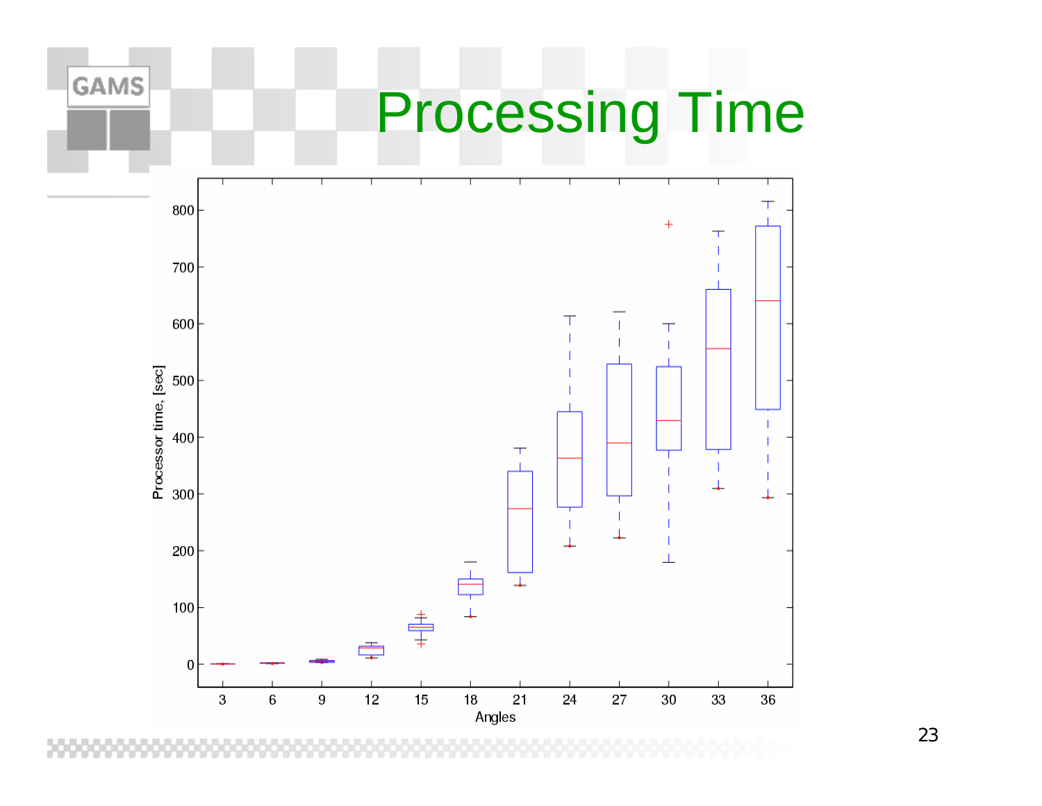# Processing Time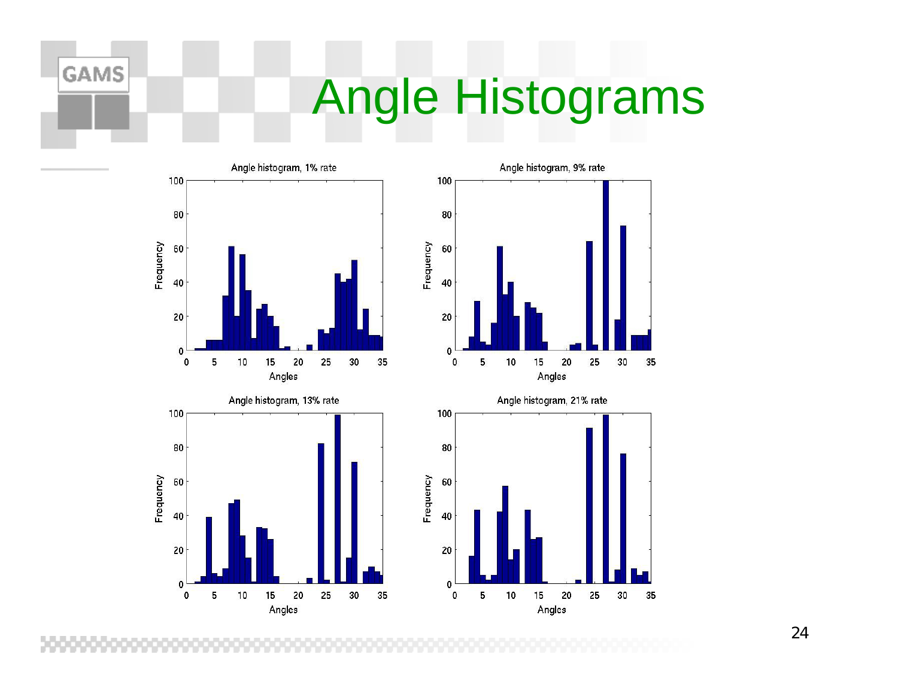# Angle Histograms

Angle histogram, 1% rate

Angle histogram, 9% rate

Angle histogram, 13% rate

Angle histogram, 21% rate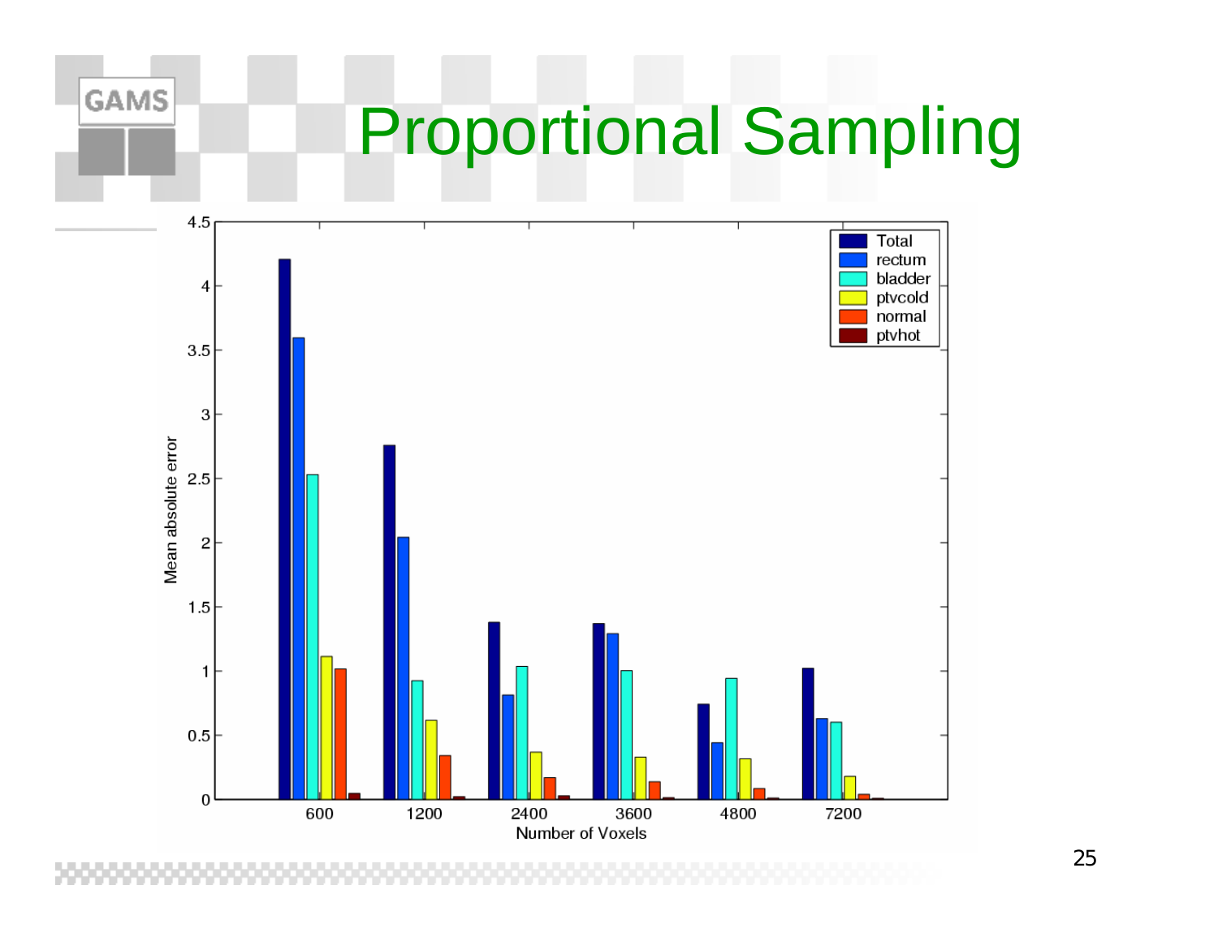# Proportional Sampling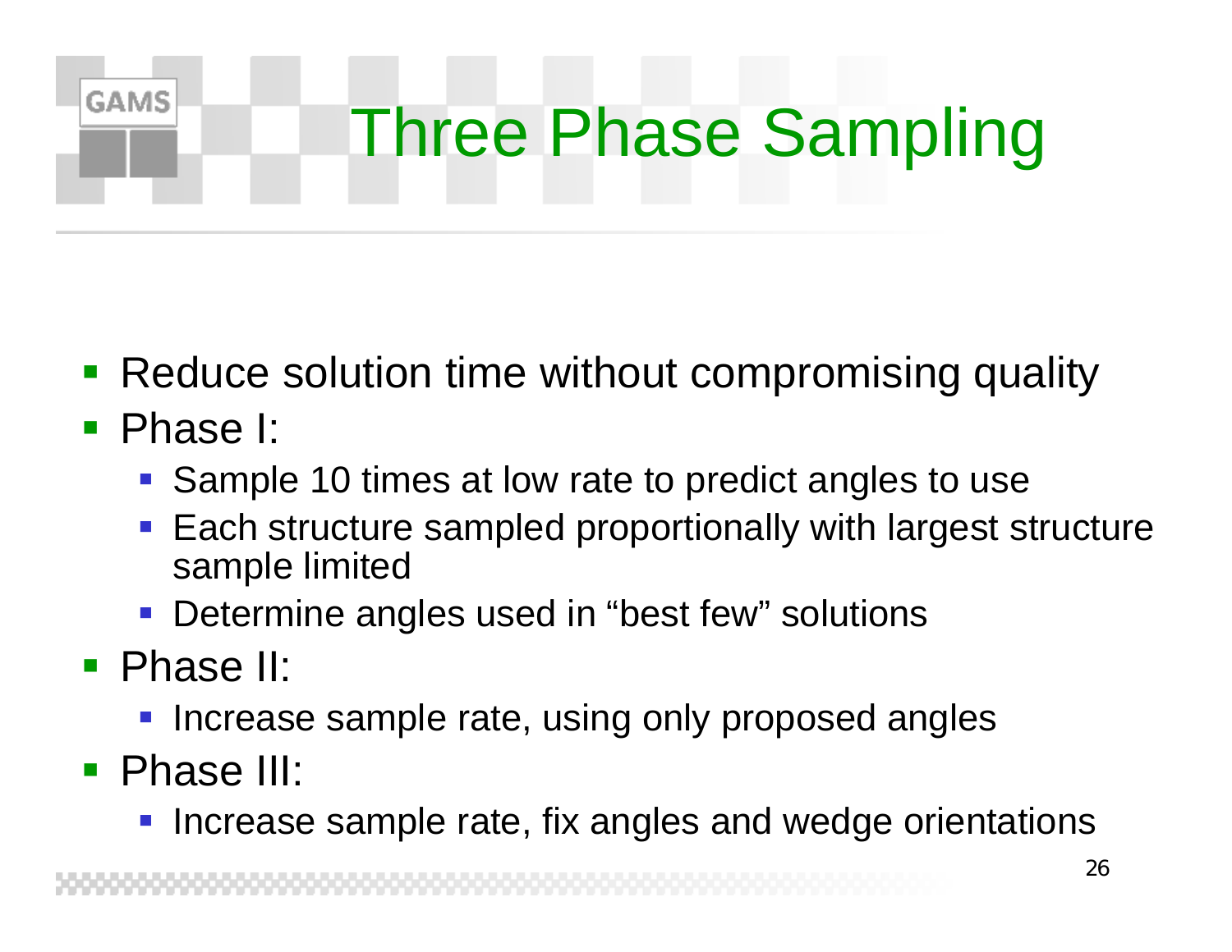# Three Phase Sampling

- Reduce solution time without compromising quality
- Phase I:
  - Sample 10 times at low rate to predict angles to use
  - Each structure sampled proportionally with largest structure sample limited
  - Determine angles used in “best few” solutions
- Phase II:
  - Increase sample rate, using only proposed angles
- Phase III:
  - Increase sample rate, fix angles and wedge orientations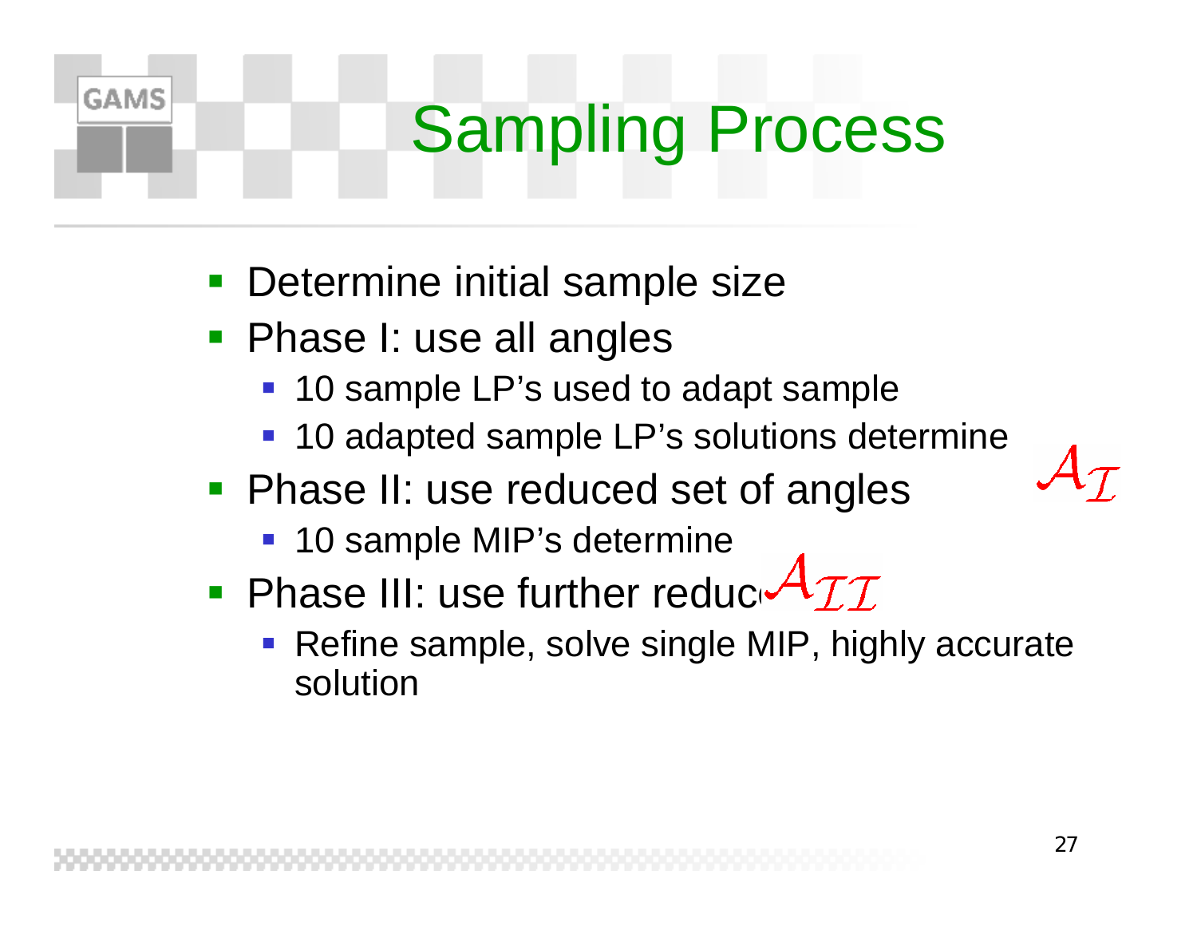# Sampling Process

- Determine initial sample size
- Phase I: use all angles
  - 10 sample LP's used to adapt sample
  - 10 adapted sample LP's solutions determine $\mathcal{A}_{\mathcal{I}}$
- Phase II: use reduced set of angles
  - 10 sample MIP's determine
- Phase III: use further reduc $\mathcal{A}_{\mathcal{II}}$
  - Refine sample, solve single MIP, highly accurate solution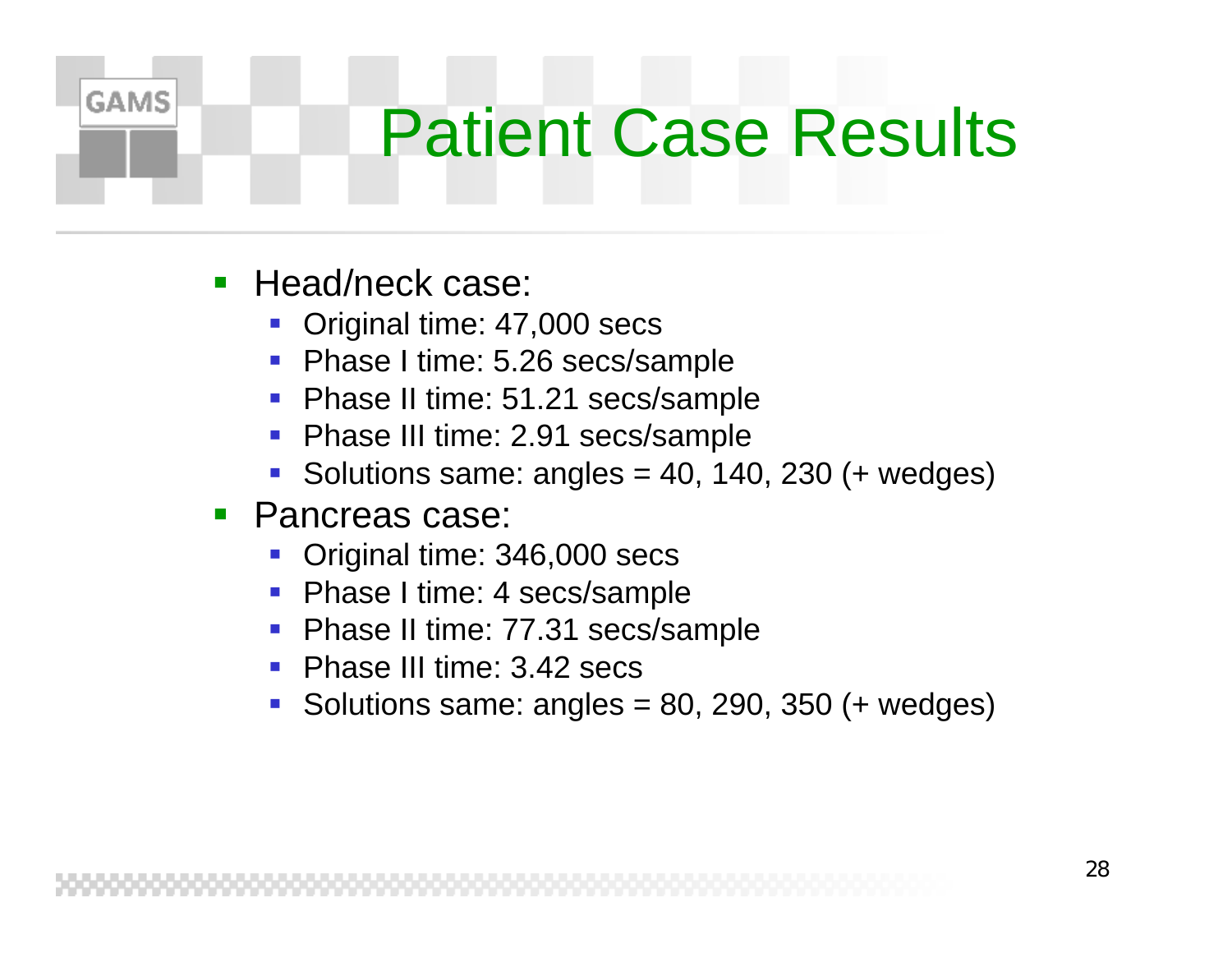# Patient Case Results

- Head/neck case:
  - Original time: 47,000 secs
  - Phase I time: 5.26 secs/sample
  - Phase II time: 51.21 secs/sample
  - Phase III time: 2.91 secs/sample
  - Solutions same: angles = 40, 140, 230 (+ wedges)
- Pancreas case:
  - Original time: 346,000 secs
  - Phase I time: 4 secs/sample
  - Phase II time: 77.31 secs/sample
  - Phase III time: 3.42 secs
  - Solutions same: angles = 80, 290, 350 (+ wedges)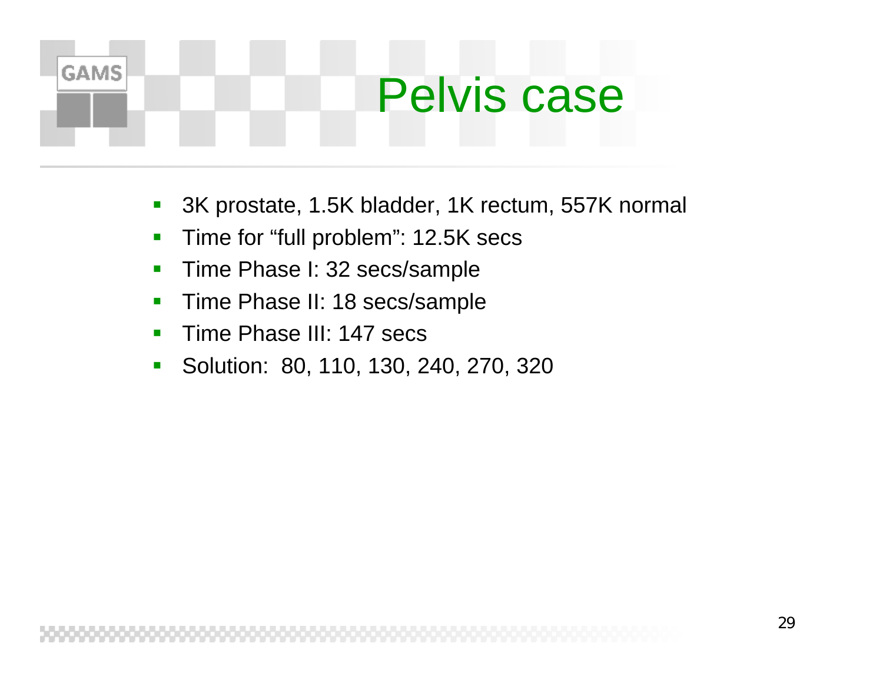# Pelvis case

- 3K prostate, 1.5K bladder, 1K rectum, 557K normal
- Time for “full problem”: 12.5K secs
- Time Phase I: 32 secs/sample
- Time Phase II: 18 secs/sample
- Time Phase III: 147 secs
- Solution: 80, 110, 130, 240, 270, 320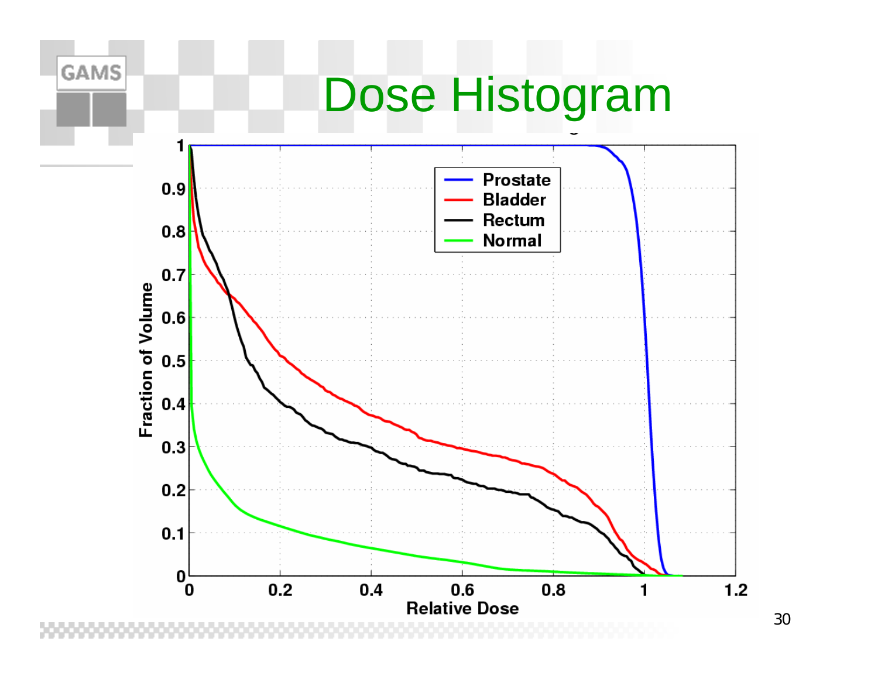# Dose Histogram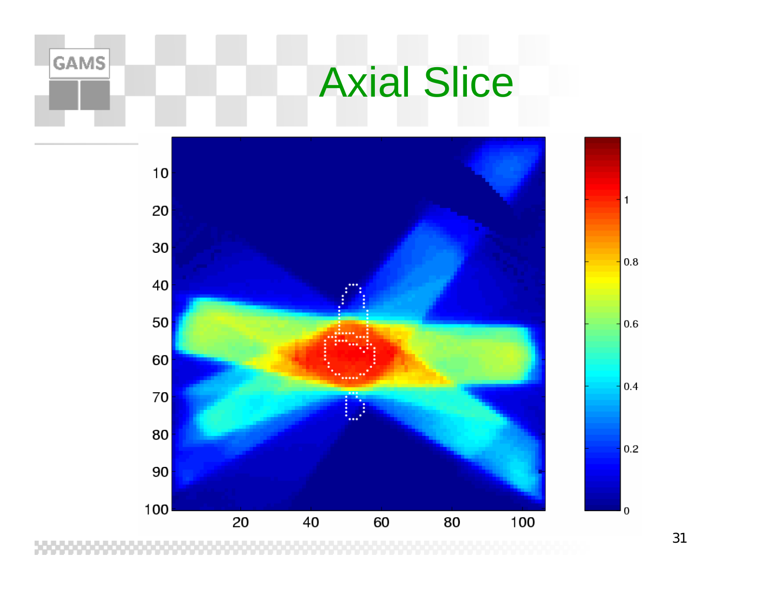# Axial Slice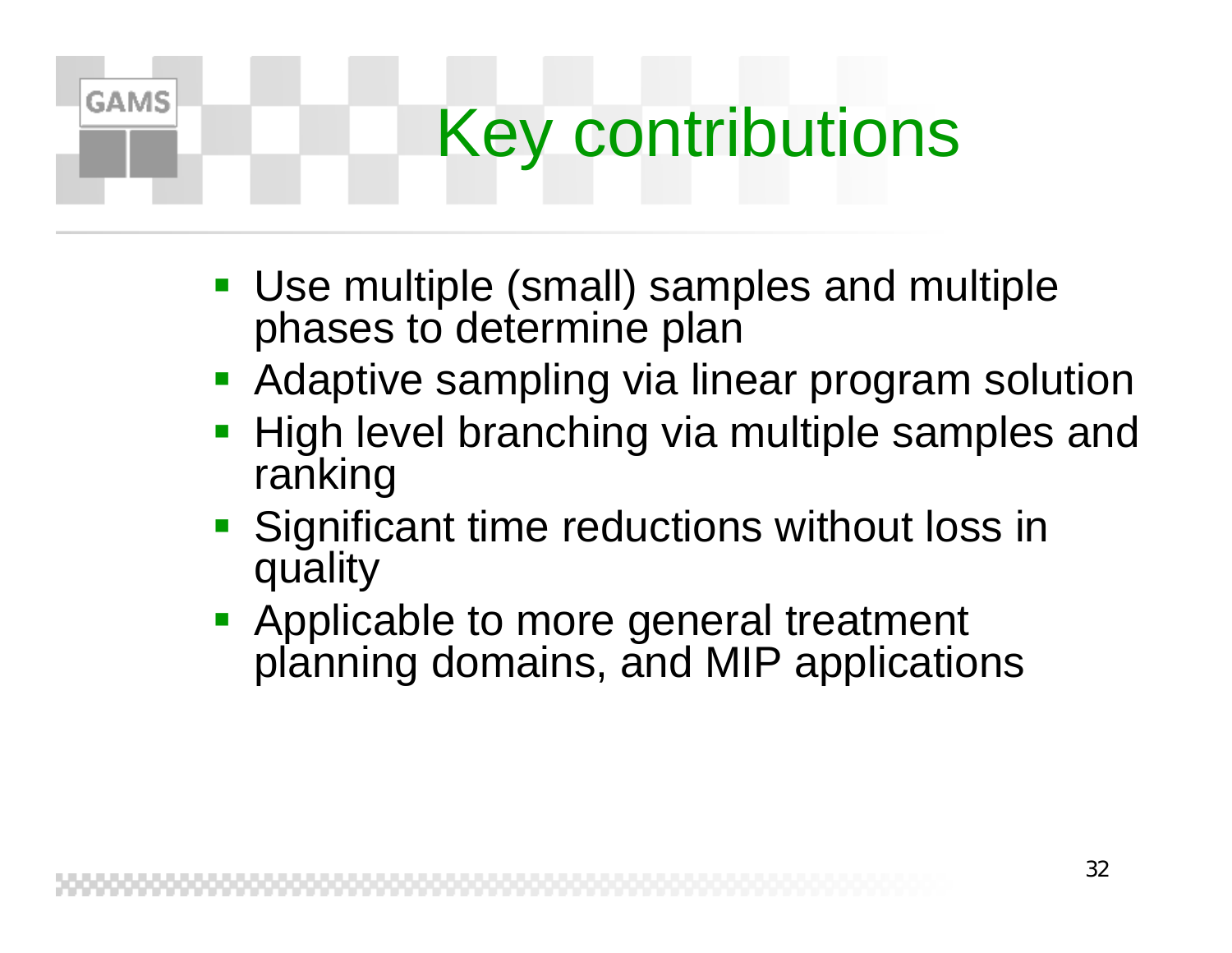# Key contributions

- Use multiple (small) samples and multiple phases to determine plan
- Adaptive sampling via linear program solution
- High level branching via multiple samples and ranking
- Significant time reductions without loss in quality
- Applicable to more general treatment planning domains, and MIP applications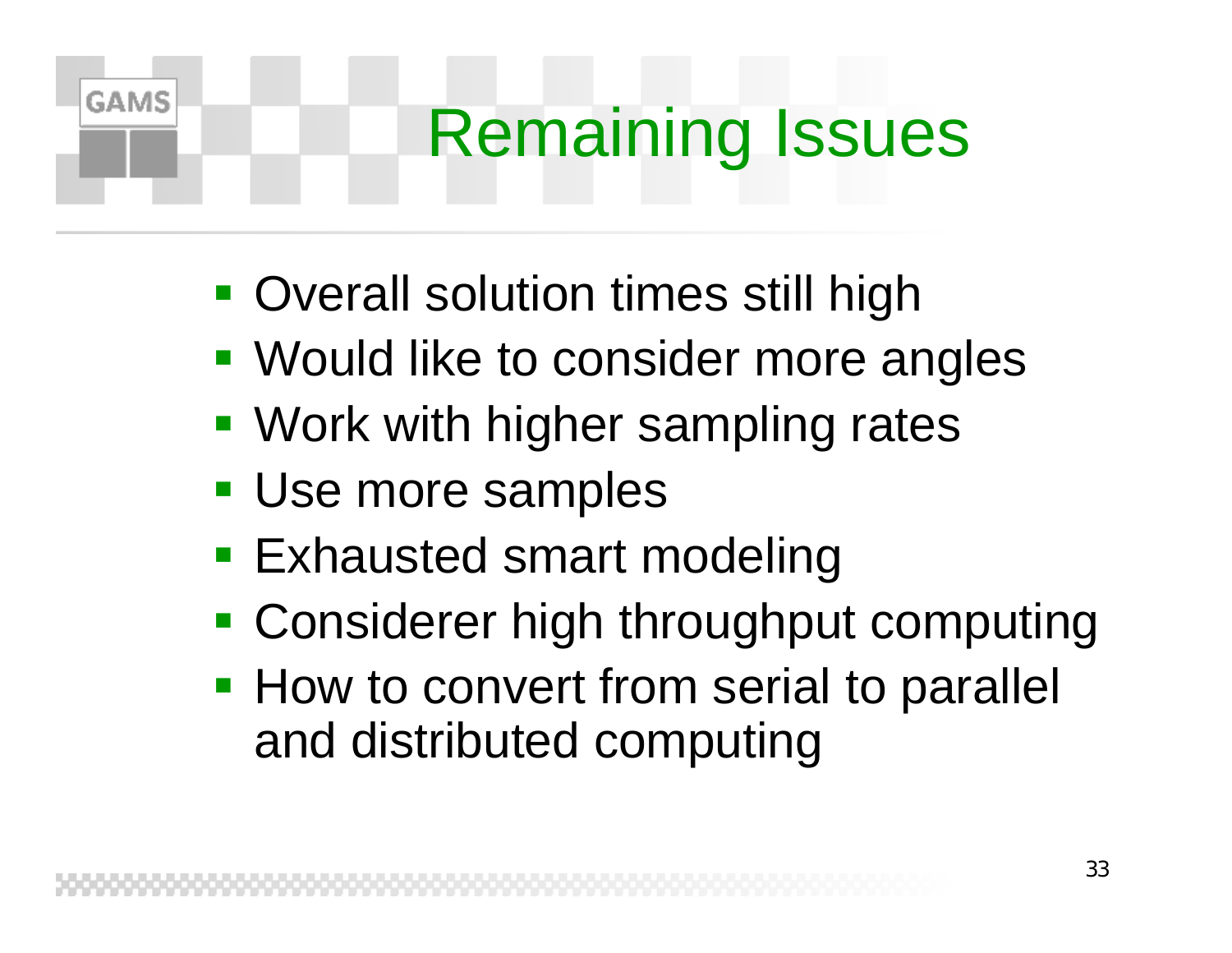# Remaining Issues

- Overall solution times still high
- Would like to consider more angles
- Work with higher sampling rates
- Use more samples
- Exhausted smart modeling
- Considerer high throughput computing
- How to convert from serial to parallel and distributed computing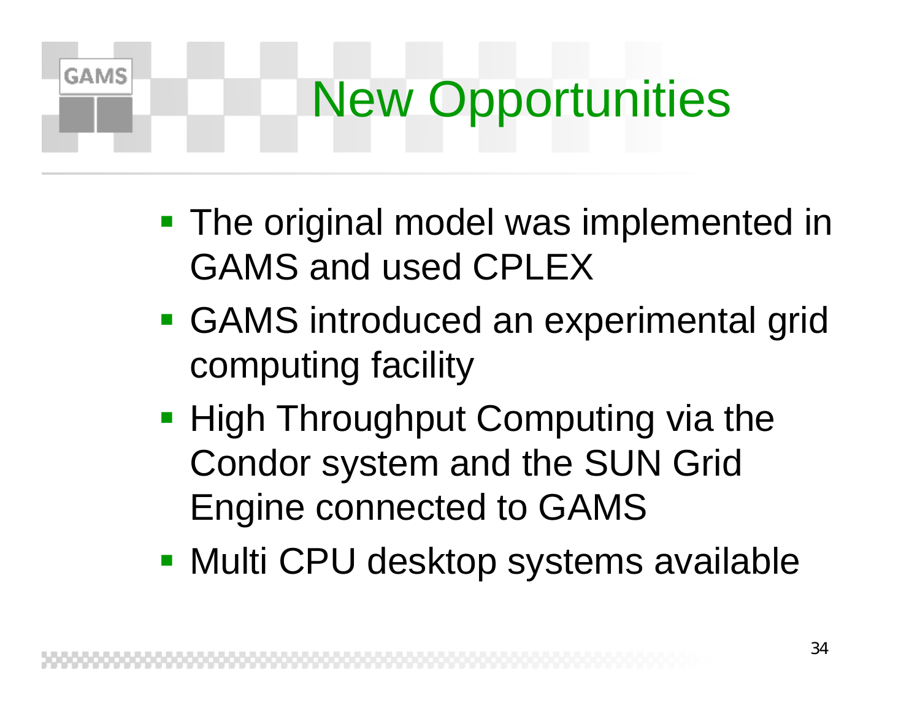# New Opportunities

- The original model was implemented in GAMS and used CPLEX
- GAMS introduced an experimental grid computing facility
- High Throughput Computing via the Condor system and the SUN Grid Engine connected to GAMS
- Multi CPU desktop systems available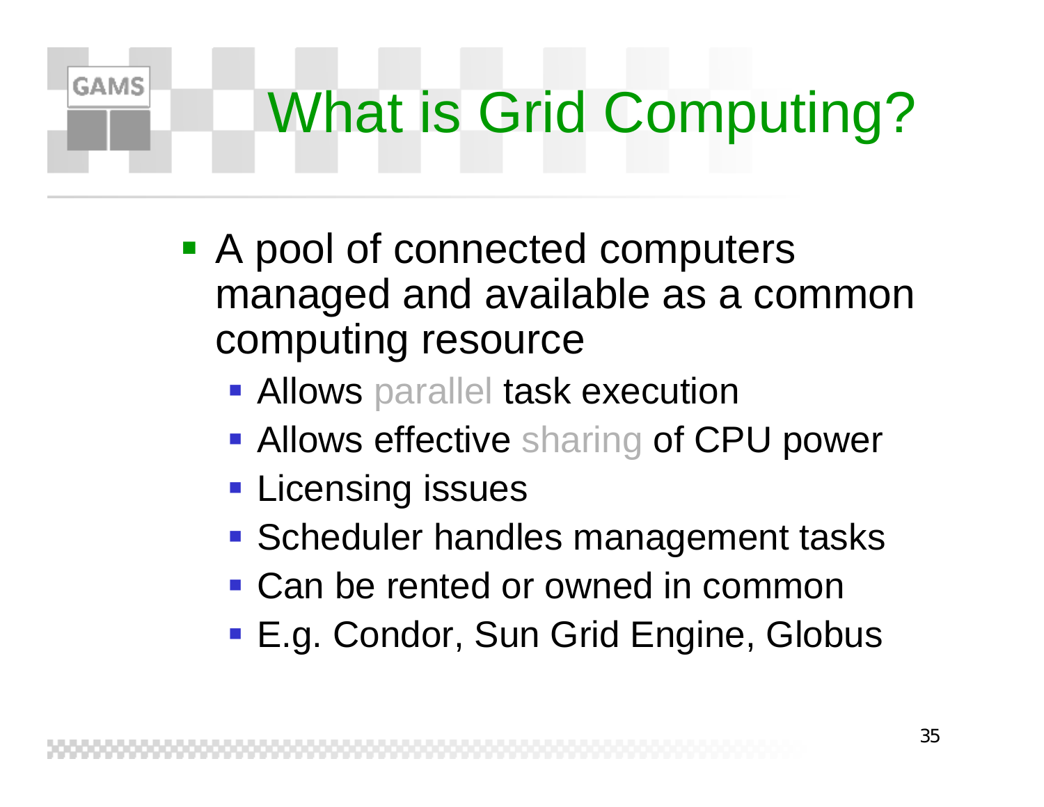# What is Grid Computing?

- A pool of connected computers managed and available as a common computing resource
  - Allows parallel task execution
  - Allows effective sharing of CPU power
  - Licensing issues
  - Scheduler handles management tasks
  - Can be rented or owned in common
  - E.g. Condor, Sun Grid Engine, Globus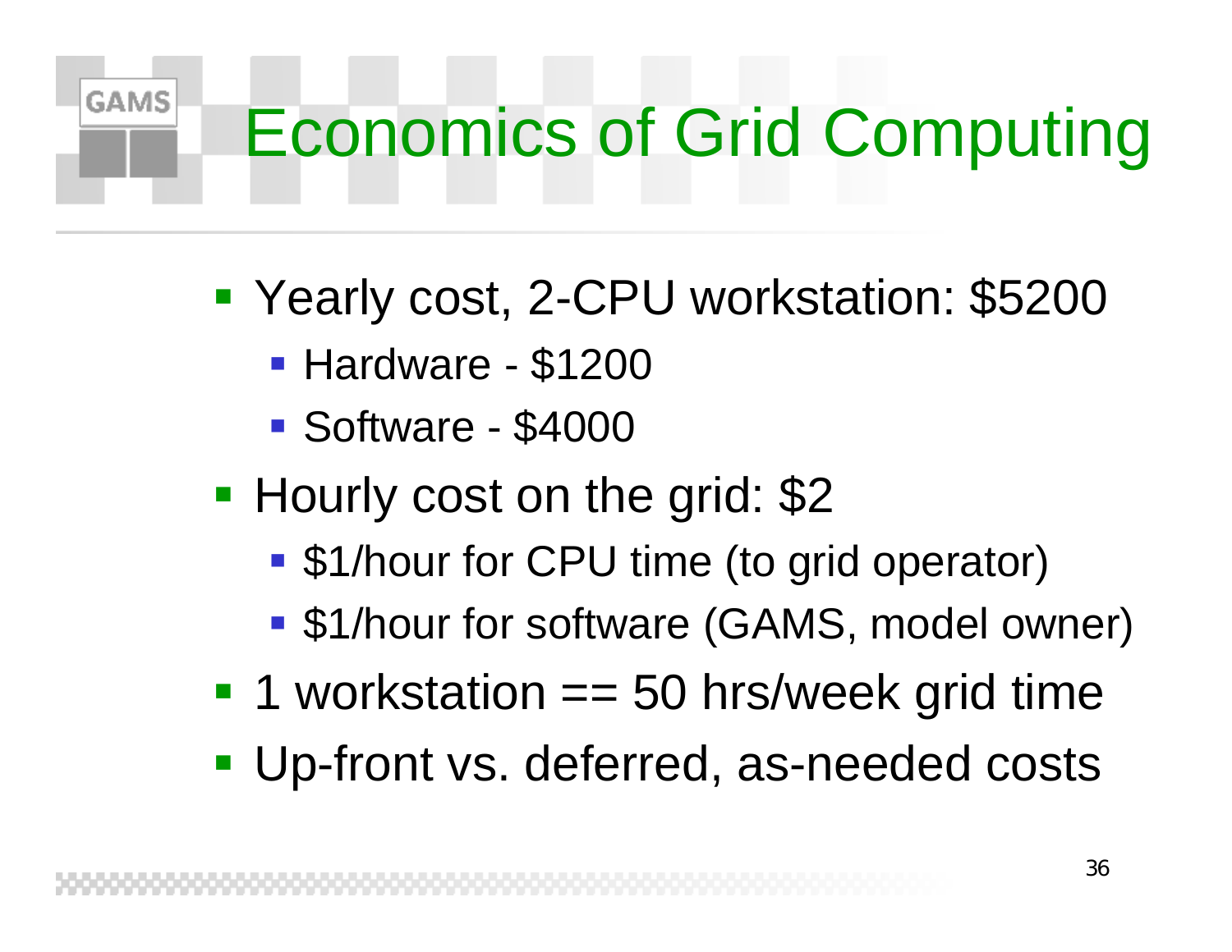# Economics of Grid Computing

- Yearly cost, 2-CPU workstation: $5200
  - Hardware - $1200
  - Software - $4000
- Hourly cost on the grid: $2
  - $1/hour for CPU time (to grid operator)
  - $1/hour for software (GAMS, model owner)
- 1 workstation == 50 hrs/week grid time
- Up-front vs. deferred, as-needed costs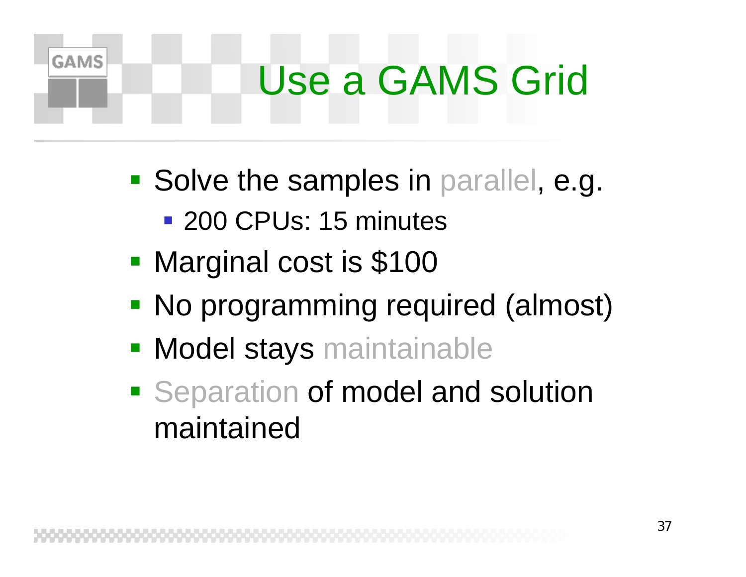# Use a GAMS Grid

- Solve the samples in parallel, e.g.
  - 200 CPUs: 15 minutes
- Marginal cost is $100
- No programming required (almost)
- Model stays maintainable
- Separation of model and solution maintained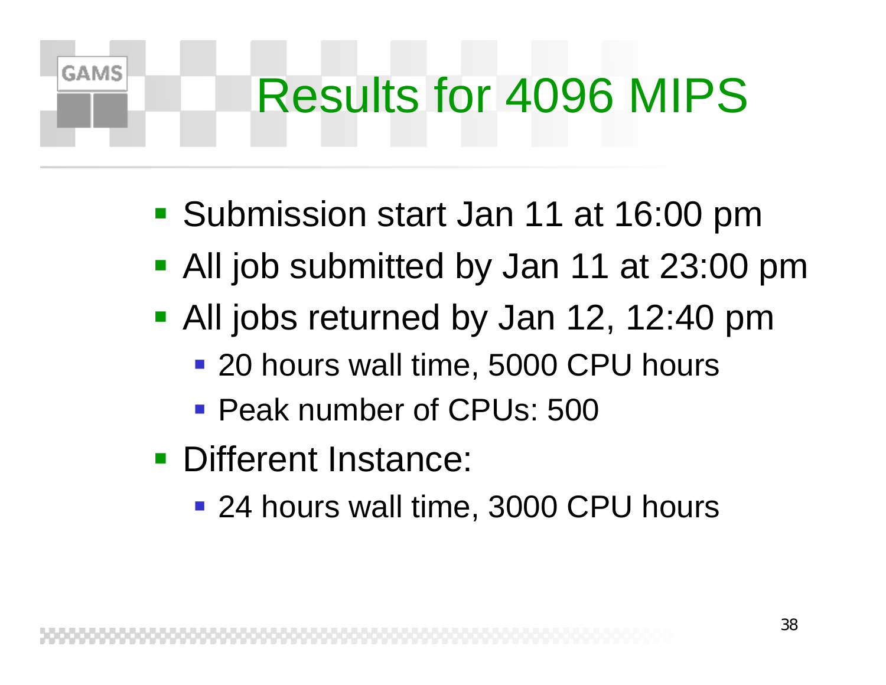# Results for 4096 MIPS

- Submission start Jan 11 at 16:00 pm
- All job submitted by Jan 11 at 23:00 pm
- All jobs returned by Jan 12, 12:40 pm
  - 20 hours wall time, 5000 CPU hours
  - Peak number of CPUs: 500
- Different Instance:
  - 24 hours wall time, 3000 CPU hours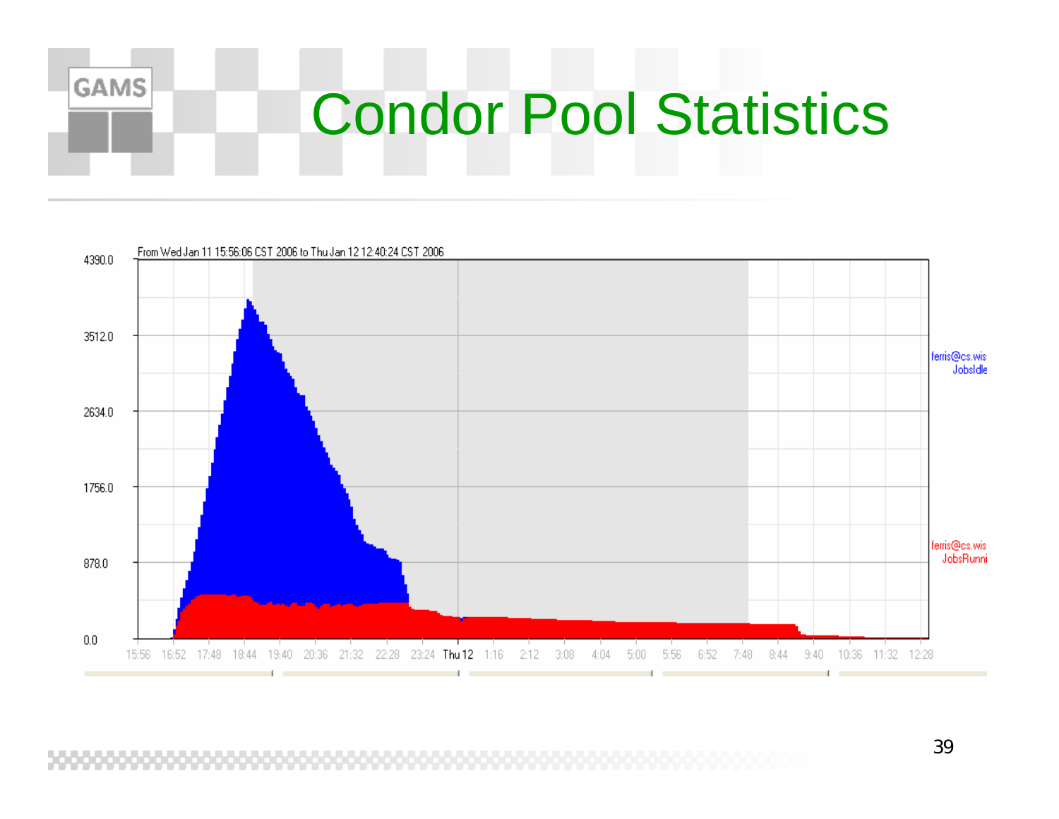# Condor Pool Statistics

From Wed Jan 11 15:56:06 CST 2006 to Thu Jan 12 12:40:24 CST 2006

4390.0
3512.0
2634.0
1756.0
878.0
0.0

15:56 16:52 17:48 18:44 19:40 20:36 21:32 22:28 23:24 Thu 12 1:16 2:12 3:08 4:04 5:00 5:56 6:52 7:48 8:44 9:40 10:36 11:32 12:28

ferris@cs.wis JobsIdle

ferris@cs.wis JobsRunni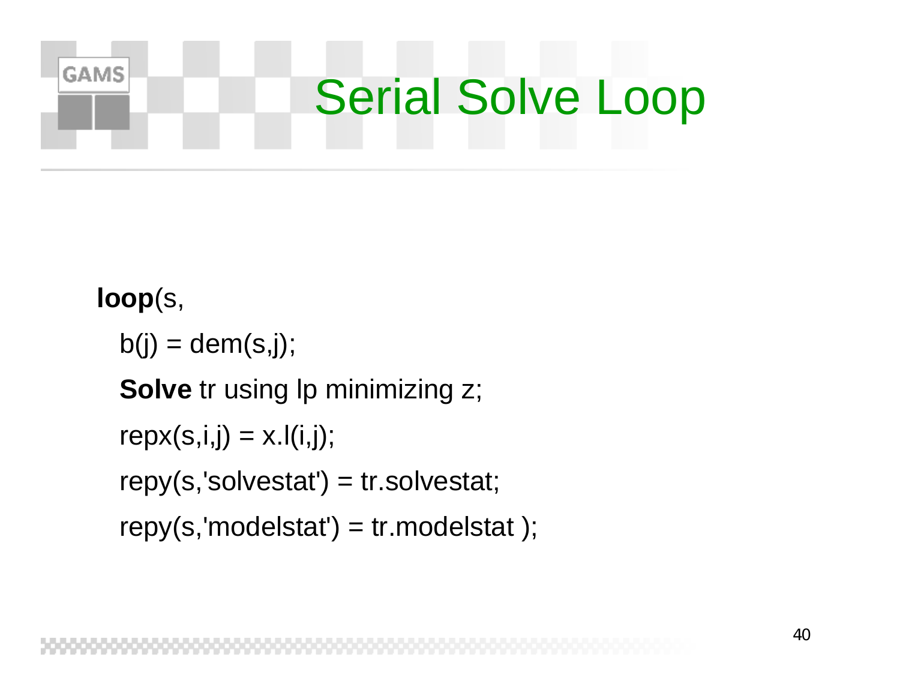# Serial Solve Loop

```
loop(s,
  b(j) = dem(s,j);
  Solve tr using lp minimizing z;
  repx(s,i,j) = x.l(i,j);
  repy(s,'solvestat') = tr.solvestat;
  repy(s,'modelstat') = tr.modelstat );
```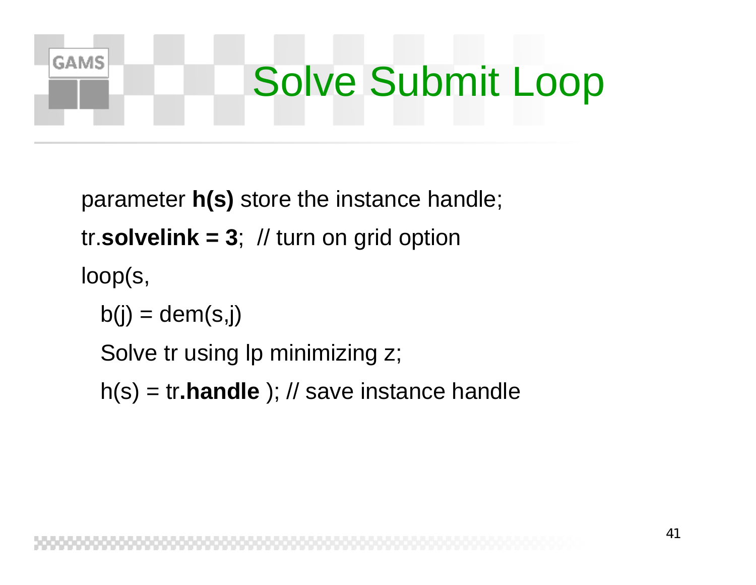# Solve Submit Loop

parameter **h(s)** store the instance handle;

tr.**solvelink = 3**;  // turn on grid option

loop(s,

  b(j) = dem(s,j)

  Solve tr using lp minimizing z;

  h(s) = tr**.handle** ); // save instance handle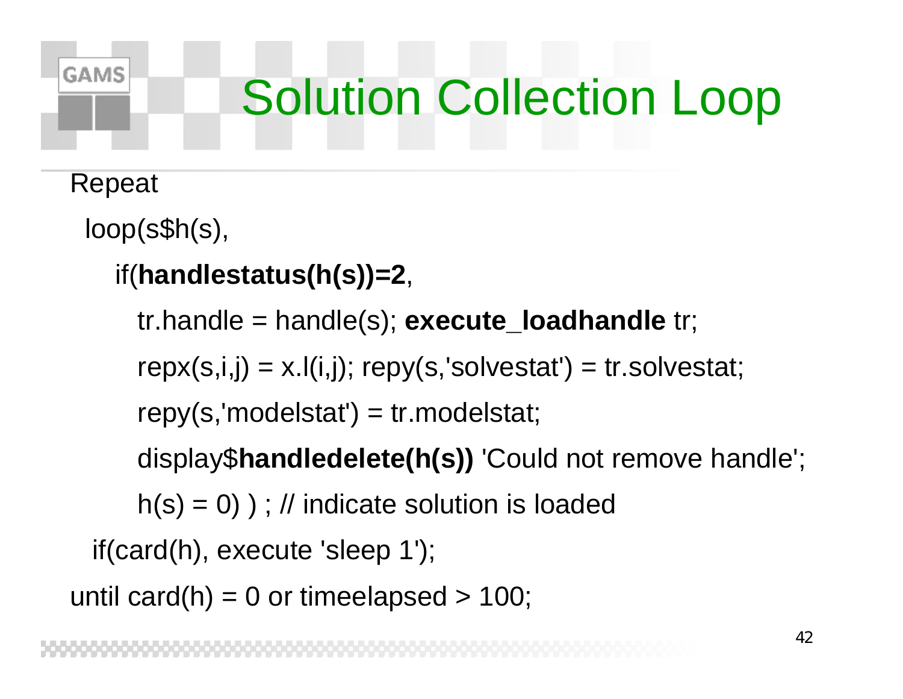# Solution Collection Loop

```
Repeat
  loop(s$h(s),
    if(handlestatus(h(s))=2,
      tr.handle = handle(s); execute_loadhandle tr;
      repx(s,i,j) = x.l(i,j); repy(s,'solvestat') = tr.solvestat;
      repy(s,'modelstat') = tr.modelstat;
      display$handledelete(h(s)) 'Could not remove handle';
      h(s) = 0) ) ; // indicate solution is loaded
   if(card(h), execute 'sleep 1');
until card(h) = 0 or timeelapsed > 100;
```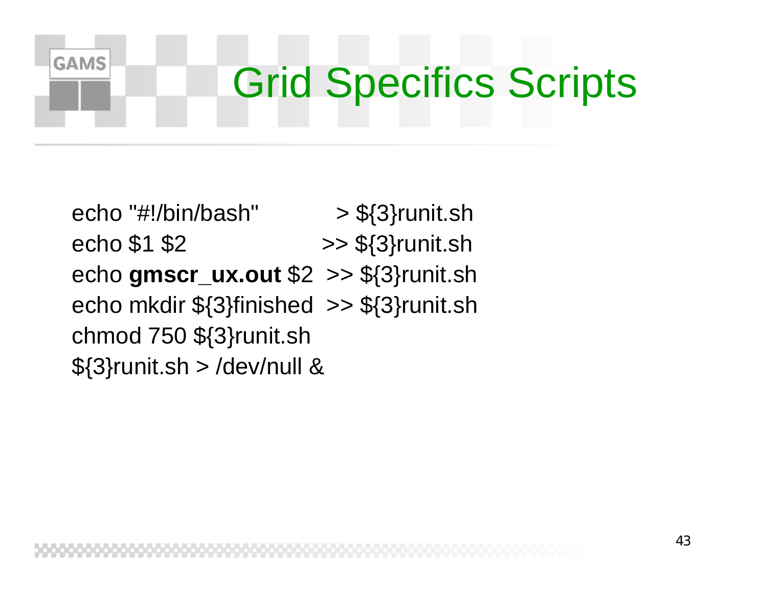# Grid Specifics Scripts

```
echo "#!/bin/bash"          > ${3}runit.sh
echo $1 $2                  >> ${3}runit.sh
echo gmscr_ux.out $2        >> ${3}runit.sh
echo mkdir ${3}finished     >> ${3}runit.sh
chmod 750 ${3}runit.sh
${3}runit.sh > /dev/null &
```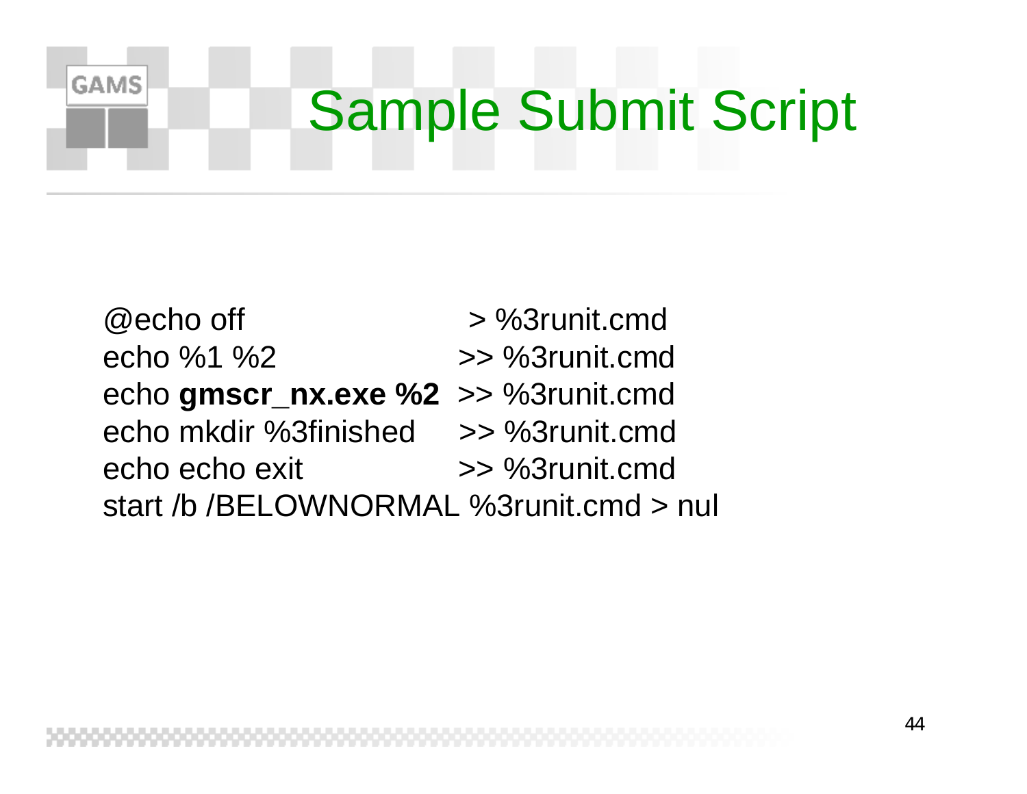# Sample Submit Script

```
@echo off                     > %3runit.cmd
echo %1 %2                   >> %3runit.cmd
echo gmscr_nx.exe %2         >> %3runit.cmd
echo mkdir %3finished        >> %3runit.cmd
echo echo exit               >> %3runit.cmd
start /b /BELOWNORMAL %3runit.cmd > nul
```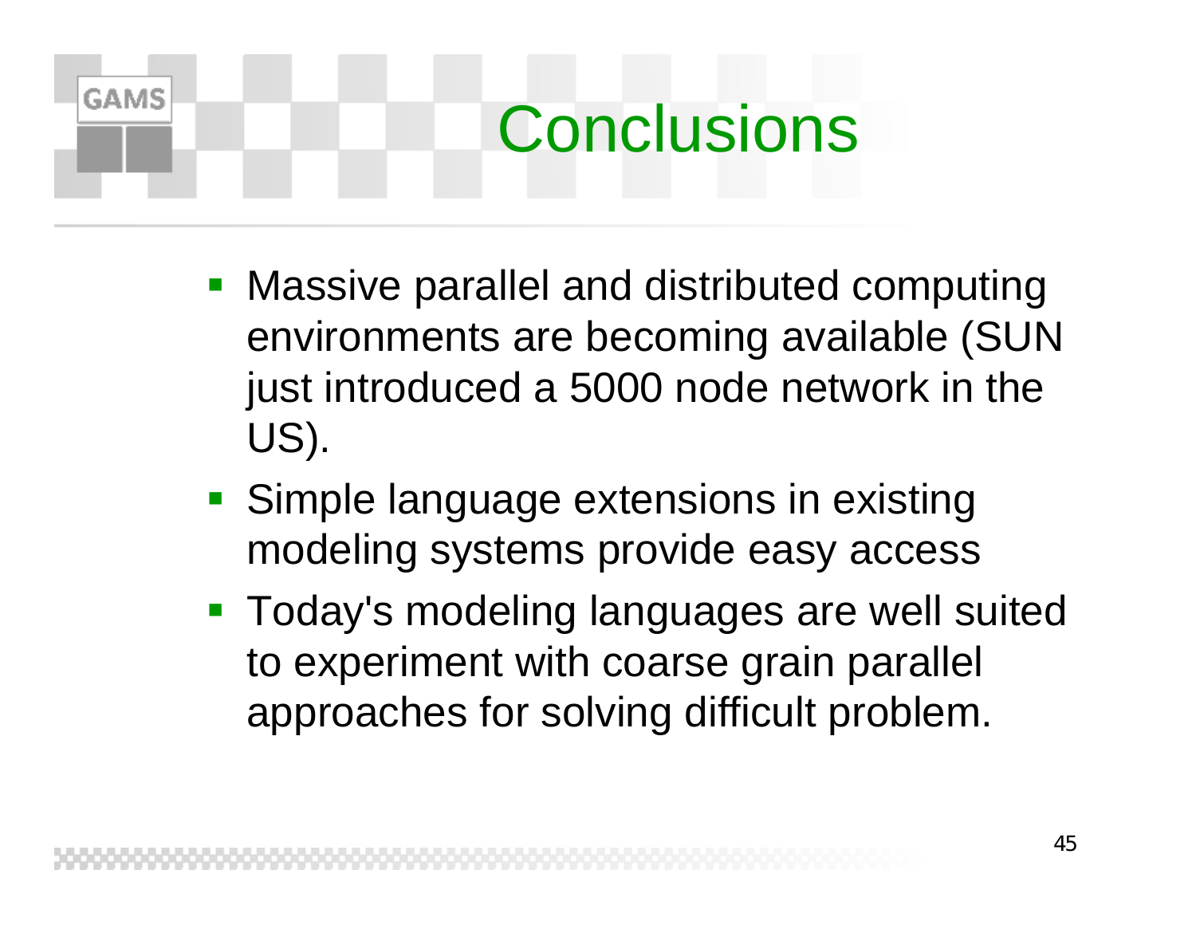# Conclusions

- Massive parallel and distributed computing environments are becoming available (SUN just introduced a 5000 node network in the US).
- Simple language extensions in existing modeling systems provide easy access
- Today's modeling languages are well suited to experiment with coarse grain parallel approaches for solving difficult problem.